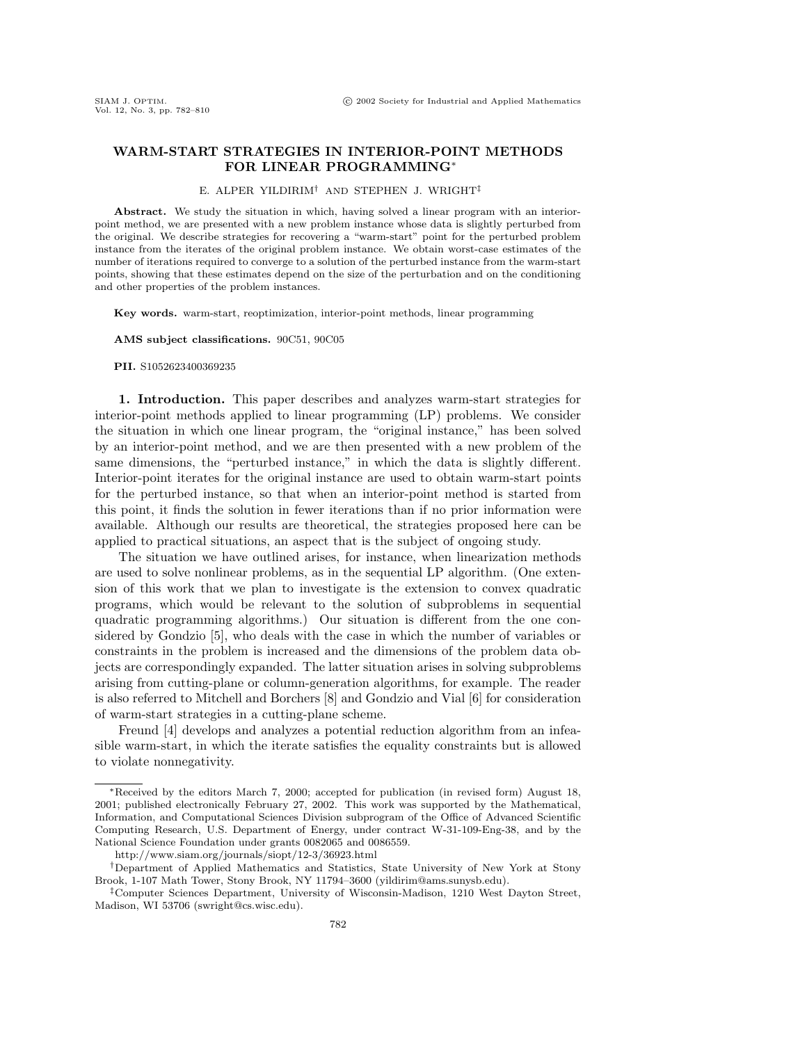# WARM-START STRATEGIES IN INTERIOR-POINT METHODS FOR LINEAR PROGRAMMING*

E. ALPER YILDIRIM† AND STEPHEN J. WRIGHT‡

**Abstract.** We study the situation in which, having solved a linear program with an interior-point method, we are presented with a new problem instance whose data is slightly perturbed from the original. We describe strategies for recovering a "warm-start" point for the perturbed problem instance from the iterates of the original problem instance. We obtain worst-case estimates of the number of iterations required to converge to a solution of the perturbed instance from the warm-start points, showing that these estimates depend on the size of the perturbation and on the conditioning and other properties of the problem instances.

**Key words.** warm-start, reoptimization, interior-point methods, linear programming

**AMS subject classifications.** 90C51, 90C05

**PII.** S1052623400369235

## 1. Introduction.

This paper describes and analyzes warm-start strategies for interior-point methods applied to linear programming (LP) problems. We consider the situation in which one linear program, the "original instance," has been solved by an interior-point method, and we are then presented with a new problem of the same dimensions, the "perturbed instance," in which the data is slightly different. Interior-point iterates for the original instance are used to obtain warm-start points for the perturbed instance, so that when an interior-point method is started from this point, it finds the solution in fewer iterations than if no prior information were available. Although our results are theoretical, the strategies proposed here can be applied to practical situations, an aspect that is the subject of ongoing study.

The situation we have outlined arises, for instance, when linearization methods are used to solve nonlinear problems, as in the sequential LP algorithm. (One extension of this work that we plan to investigate is the extension to convex quadratic programs, which would be relevant to the solution of subproblems in sequential quadratic programming algorithms.) Our situation is different from the one considered by Gondzio [5], who deals with the case in which the number of variables or constraints in the problem is increased and the dimensions of the problem data objects are correspondingly expanded. The latter situation arises in solving subproblems arising from cutting-plane or column-generation algorithms, for example. The reader is also referred to Mitchell and Borchers [8] and Gondzio and Vial [6] for consideration of warm-start strategies in a cutting-plane scheme.

Freund [4] develops and analyzes a potential reduction algorithm from an infeasible warm-start, in which the iterate satisfies the equality constraints but is allowed to violate nonnegativity.

---

*Received by the editors March 7, 2000; accepted for publication (in revised form) August 18, 2001; published electronically February 27, 2002. This work was supported by the Mathematical, Information, and Computational Sciences Division subprogram of the Office of Advanced Scientific Computing Research, U.S. Department of Energy, under contract W-31-109-Eng-38, and by the National Science Foundation under grants 0082065 and 0086559.

http://www.siam.org/journals/siopt/12-3/36923.html

†Department of Applied Mathematics and Statistics, State University of New York at Stony Brook, 1-107 Math Tower, Stony Brook, NY 11794–3600 (yildirim@ams.sunysb.edu).

‡Computer Sciences Department, University of Wisconsin-Madison, 1210 West Dayton Street, Madison, WI 53706 (swright@cs.wisc.edu).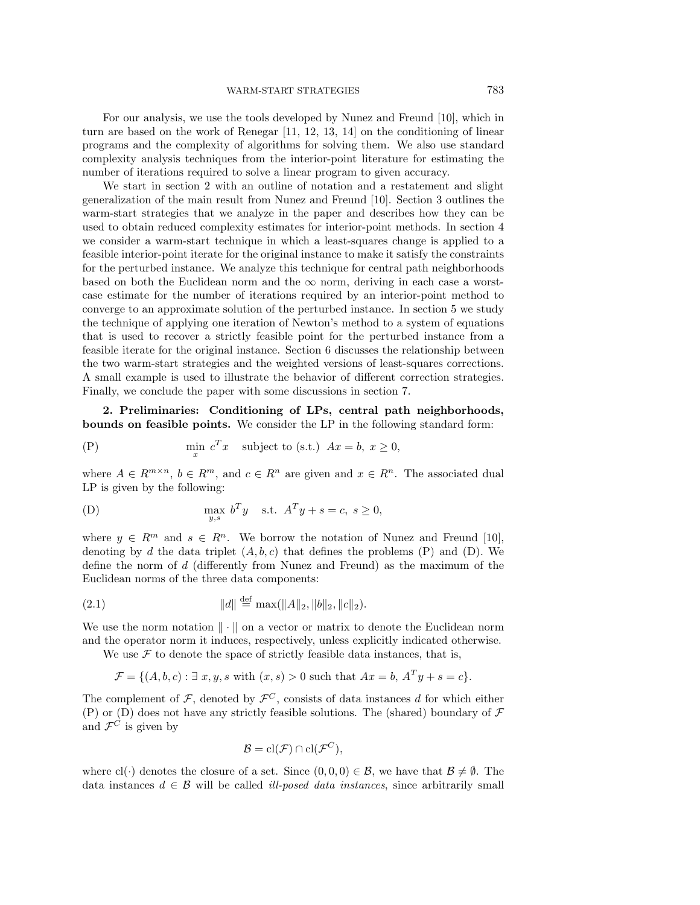For our analysis, we use the tools developed by Nunez and Freund [10], which in turn are based on the work of Renegar [11, 12, 13, 14] on the conditioning of linear programs and the complexity of algorithms for solving them. We also use standard complexity analysis techniques from the interior-point literature for estimating the number of iterations required to solve a linear program to given accuracy.

We start in section 2 with an outline of notation and a restatement and slight generalization of the main result from Nunez and Freund [10]. Section 3 outlines the warm-start strategies that we analyze in the paper and describes how they can be used to obtain reduced complexity estimates for interior-point methods. In section 4 we consider a warm-start technique in which a least-squares change is applied to a feasible interior-point iterate for the original instance to make it satisfy the constraints for the perturbed instance. We analyze this technique for central path neighborhoods based on both the Euclidean norm and the $\infty$ norm, deriving in each case a worst-case estimate for the number of iterations required by an interior-point method to converge to an approximate solution of the perturbed instance. In section 5 we study the technique of applying one iteration of Newton's method to a system of equations that is used to recover a strictly feasible point for the perturbed instance from a feasible iterate for the original instance. Section 6 discusses the relationship between the two warm-start strategies and the weighted versions of least-squares corrections. A small example is used to illustrate the behavior of different correction strategies. Finally, we conclude the paper with some discussions in section 7.

## 2. Preliminaries: Conditioning of LPs, central path neighborhoods, bounds on feasible points.

We consider the LP in the following standard form:

$$\text{(P)} \qquad \min_{x} \ c^T x \quad \text{subject to (s.t.)} \ Ax = b, \ x \geq 0,$$

where $A \in R^{m \times n}$, $b \in R^m$, and $c \in R^n$ are given and $x \in R^n$. The associated dual LP is given by the following:

$$\text{(D)} \qquad \max_{y,s} \ b^T y \quad \text{s.t.} \ A^T y + s = c, \ s \geq 0,$$

where $y \in R^m$ and $s \in R^n$. We borrow the notation of Nunez and Freund [10], denoting by $d$ the data triplet $(A, b, c)$ that defines the problems (P) and (D). We define the norm of $d$ (differently from Nunez and Freund) as the maximum of the Euclidean norms of the three data components:

$$\|d\| \stackrel{\text{def}}{=} \max(\|A\|_2, \|b\|_2, \|c\|_2). \tag{2.1}$$

We use the norm notation $\|\cdot\|$ on a vector or matrix to denote the Euclidean norm and the operator norm it induces, respectively, unless explicitly indicated otherwise.

We use $\mathcal{F}$ to denote the space of strictly feasible data instances, that is,

$$\mathcal{F} = \{(A, b, c) : \exists \ x, y, s \text{ with } (x, s) > 0 \text{ such that } Ax = b, \ A^T y + s = c\}.$$

The complement of $\mathcal{F}$, denoted by $\mathcal{F}^C$, consists of data instances $d$ for which either (P) or (D) does not have any strictly feasible solutions. The (shared) boundary of $\mathcal{F}$ and $\mathcal{F}^C$ is given by

$$\mathcal{B} = \text{cl}(\mathcal{F}) \cap \text{cl}(\mathcal{F}^C),$$

where $\text{cl}(\cdot)$ denotes the closure of a set. Since $(0, 0, 0) \in \mathcal{B}$, we have that $\mathcal{B} \neq \emptyset$. The data instances $d \in \mathcal{B}$ will be called *ill-posed data instances*, since arbitrarily small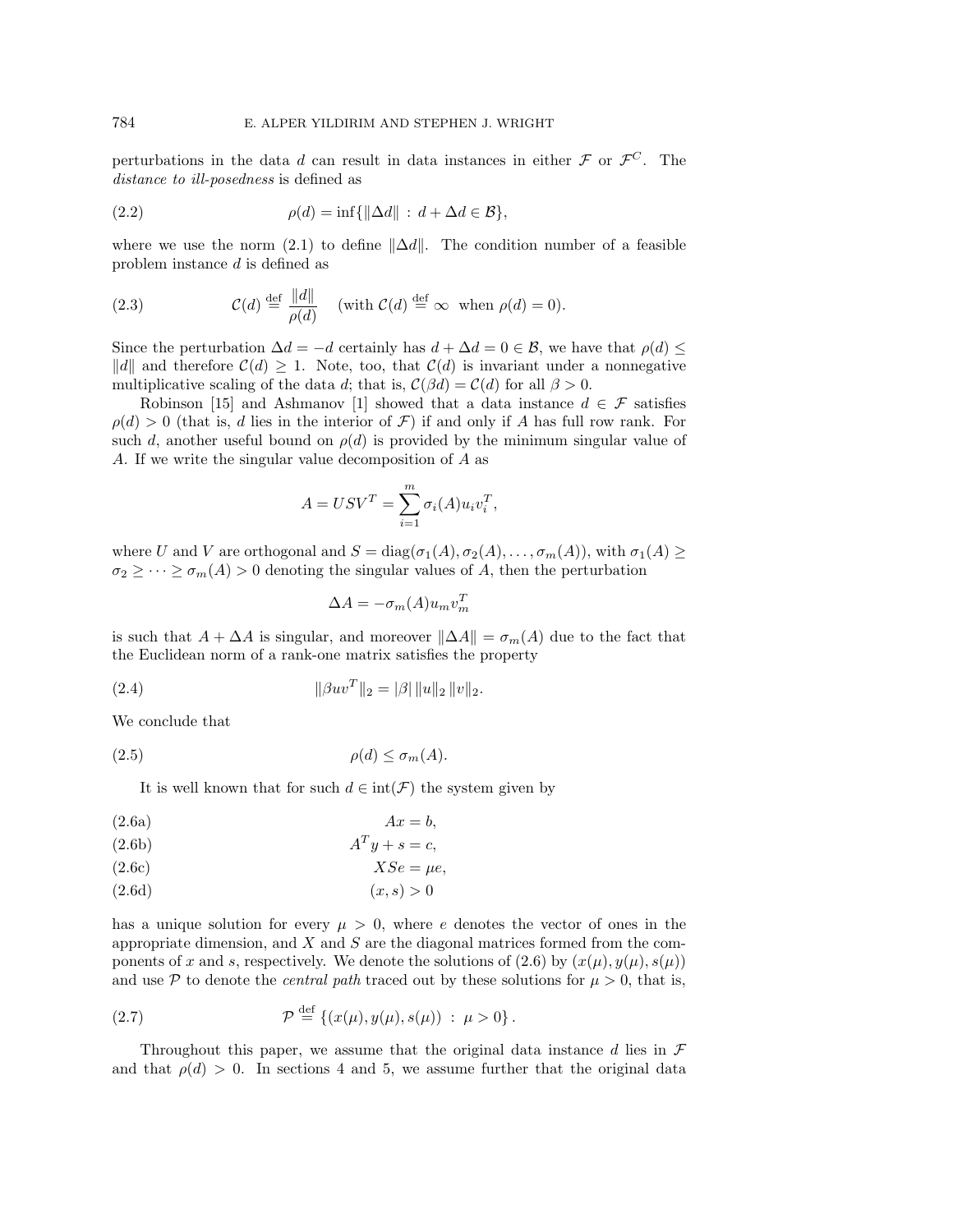perturbations in the data $d$ can result in data instances in either $\mathcal{F}$ or $\mathcal{F}^C$. The *distance to ill-posedness* is defined as

$$\rho(d) = \inf\{\|\Delta d\| \,:\, d + \Delta d \in \mathcal{B}\}, \tag{2.2}$$

where we use the norm (2.1) to define $\|\Delta d\|$. The condition number of a feasible problem instance $d$ is defined as

$$\mathcal{C}(d) \stackrel{\text{def}}{=} \frac{\|d\|}{\rho(d)} \quad (\text{with } \mathcal{C}(d) \stackrel{\text{def}}{=} \infty \text{ when } \rho(d) = 0). \tag{2.3}$$

Since the perturbation $\Delta d = -d$ certainly has $d + \Delta d = 0 \in \mathcal{B}$, we have that $\rho(d) \leq \|d\|$ and therefore $\mathcal{C}(d) \geq 1$. Note, too, that $\mathcal{C}(d)$ is invariant under a nonnegative multiplicative scaling of the data $d$; that is, $\mathcal{C}(\beta d) = \mathcal{C}(d)$ for all $\beta > 0$.

Robinson [15] and Ashmanov [1] showed that a data instance $d \in \mathcal{F}$ satisfies $\rho(d) > 0$ (that is, $d$ lies in the interior of $\mathcal{F}$) if and only if $A$ has full row rank. For such $d$, another useful bound on $\rho(d)$ is provided by the minimum singular value of $A$. If we write the singular value decomposition of $A$ as

$$A = USV^T = \sum_{i=1}^{m} \sigma_i(A) u_i v_i^T,$$

where $U$ and $V$ are orthogonal and $S = \text{diag}(\sigma_1(A), \sigma_2(A), \ldots, \sigma_m(A))$, with $\sigma_1(A) \geq \sigma_2 \geq \cdots \geq \sigma_m(A) > 0$ denoting the singular values of $A$, then the perturbation

$$\Delta A = -\sigma_m(A) u_m v_m^T$$

is such that $A + \Delta A$ is singular, and moreover $\|\Delta A\| = \sigma_m(A)$ due to the fact that the Euclidean norm of a rank-one matrix satisfies the property

$$\|\beta u v^T\|_2 = |\beta| \, \|u\|_2 \, \|v\|_2. \tag{2.4}$$

We conclude that

$$\rho(d) \leq \sigma_m(A). \tag{2.5}$$

It is well known that for such $d \in \text{int}(\mathcal{F})$ the system given by

$$Ax = b, \tag{2.6a}$$

$$A^T y + s = c, \tag{2.6b}$$

$$XSe = \mu e, \tag{2.6c}$$

$$(x, s) > 0 \tag{2.6d}$$

has a unique solution for every $\mu > 0$, where $e$ denotes the vector of ones in the appropriate dimension, and $X$ and $S$ are the diagonal matrices formed from the components of $x$ and $s$, respectively. We denote the solutions of (2.6) by $(x(\mu), y(\mu), s(\mu))$ and use $\mathcal{P}$ to denote the *central path* traced out by these solutions for $\mu > 0$, that is,

$$\mathcal{P} \stackrel{\text{def}}{=} \{(x(\mu), y(\mu), s(\mu)) \,:\, \mu > 0\}. \tag{2.7}$$

Throughout this paper, we assume that the original data instance $d$ lies in $\mathcal{F}$ and that $\rho(d) > 0$. In sections 4 and 5, we assume further that the original data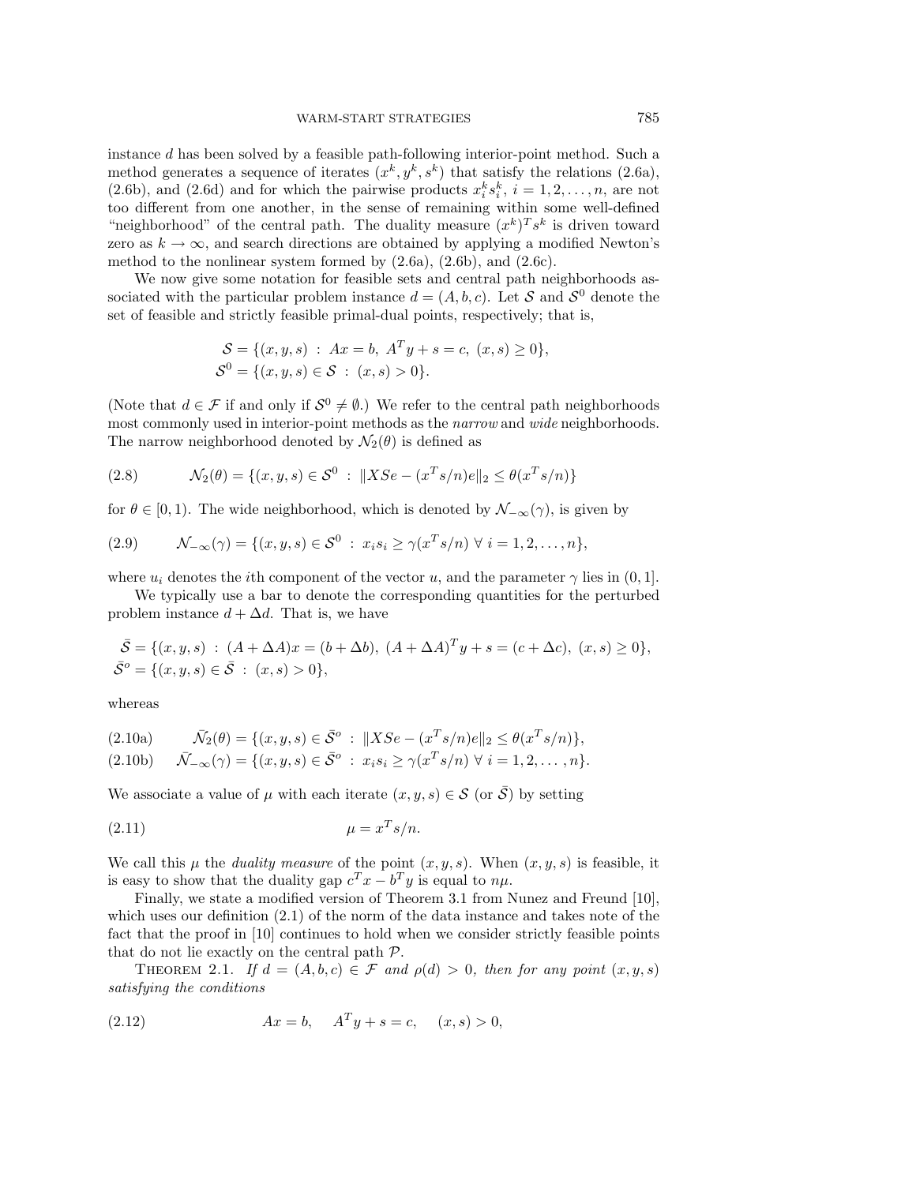instance $d$ has been solved by a feasible path-following interior-point method. Such a method generates a sequence of iterates $(x^k, y^k, s^k)$ that satisfy the relations (2.6a), (2.6b), and (2.6d) and for which the pairwise products $x_i^k s_i^k$, $i = 1, 2, \ldots, n$, are not too different from one another, in the sense of remaining within some well-defined "neighborhood" of the central path. The duality measure $(x^k)^T s^k$ is driven toward zero as $k \to \infty$, and search directions are obtained by applying a modified Newton's method to the nonlinear system formed by (2.6a), (2.6b), and (2.6c).

We now give some notation for feasible sets and central path neighborhoods associated with the particular problem instance $d = (A, b, c)$. Let $\mathcal{S}$ and $\mathcal{S}^0$ denote the set of feasible and strictly feasible primal-dual points, respectively; that is,

$$\mathcal{S} = \{(x, y, s) \;:\; Ax = b,\ A^T y + s = c,\ (x, s) \geq 0\},$$
$$\mathcal{S}^0 = \{(x, y, s) \in \mathcal{S} \;:\; (x, s) > 0\}.$$

(Note that $d \in \mathcal{F}$ if and only if $\mathcal{S}^0 \neq \emptyset$.) We refer to the central path neighborhoods most commonly used in interior-point methods as the *narrow* and *wide* neighborhoods. The narrow neighborhood denoted by $\mathcal{N}_2(\theta)$ is defined as

$$\mathcal{N}_2(\theta) = \{(x, y, s) \in \mathcal{S}^0 \;:\; \|XSe - (x^T s/n)e\|_2 \leq \theta(x^T s/n)\} \tag{2.8}$$

for $\theta \in [0, 1)$. The wide neighborhood, which is denoted by $\mathcal{N}_{-\infty}(\gamma)$, is given by

$$\mathcal{N}_{-\infty}(\gamma) = \{(x, y, s) \in \mathcal{S}^0 \;:\; x_i s_i \geq \gamma(x^T s/n)\ \forall\ i = 1, 2, \ldots, n\}, \tag{2.9}$$

where $u_i$ denotes the $i$th component of the vector $u$, and the parameter $\gamma$ lies in $(0, 1]$.

We typically use a bar to denote the corresponding quantities for the perturbed problem instance $d + \Delta d$. That is, we have

$$\bar{\mathcal{S}} = \{(x, y, s) \;:\; (A + \Delta A)x = (b + \Delta b),\ (A + \Delta A)^T y + s = (c + \Delta c),\ (x, s) \geq 0\},$$
$$\bar{\mathcal{S}}^o = \{(x, y, s) \in \bar{\mathcal{S}} \;:\; (x, s) > 0\},$$

whereas

$$\bar{\mathcal{N}_2}(\theta) = \{(x, y, s) \in \bar{\mathcal{S}}^o \;:\; \|XSe - (x^T s/n)e\|_2 \leq \theta(x^T s/n)\}, \tag{2.10a}$$
$$\bar{\mathcal{N}}_{-\infty}(\gamma) = \{(x, y, s) \in \bar{\mathcal{S}}^o \;:\; x_i s_i \geq \gamma(x^T s/n)\ \forall\ i = 1, 2, \ldots, n\}. \tag{2.10b}$$

We associate a value of $\mu$ with each iterate $(x, y, s) \in \mathcal{S}$ (or $\bar{\mathcal{S}}$) by setting

$$\mu = x^T s/n. \tag{2.11}$$

We call this $\mu$ the *duality measure* of the point $(x, y, s)$. When $(x, y, s)$ is feasible, it is easy to show that the duality gap $c^T x - b^T y$ is equal to $n\mu$.

Finally, we state a modified version of Theorem 3.1 from Nunez and Freund [10], which uses our definition (2.1) of the norm of the data instance and takes note of the fact that the proof in [10] continues to hold when we consider strictly feasible points that do not lie exactly on the central path $\mathcal{P}$.

Theorem 2.1. *If $d = (A, b, c) \in \mathcal{F}$ and $\rho(d) > 0$, then for any point $(x, y, s)$ satisfying the conditions*

$$Ax = b, \quad A^T y + s = c, \quad (x, s) > 0, \tag{2.12}$$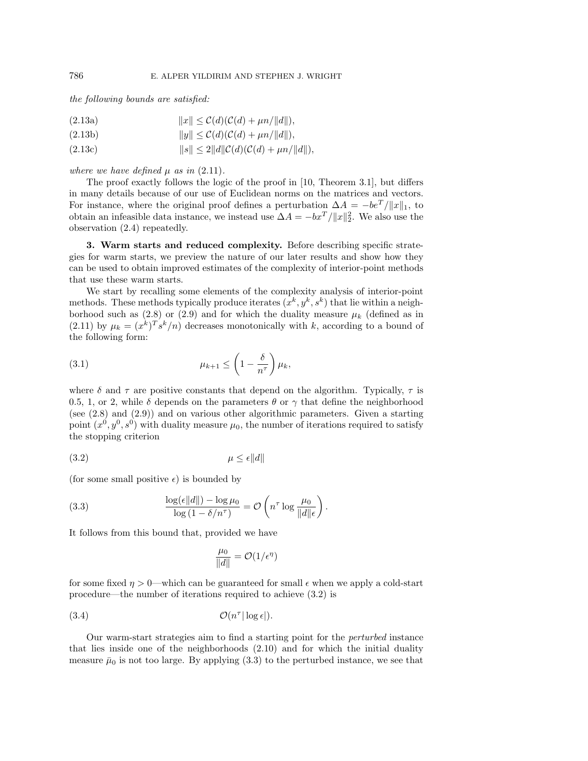*the following bounds are satisfied:*

$$\|x\| \leq \mathcal{C}(d)(\mathcal{C}(d) + \mu n/\|d\|), \tag{2.13a}$$

$$\|y\| \leq \mathcal{C}(d)(\mathcal{C}(d) + \mu n/\|d\|), \tag{2.13b}$$

$$\|s\| \leq 2\|d\|\mathcal{C}(d)(\mathcal{C}(d) + \mu n/\|d\|), \tag{2.13c}$$

*where we have defined* $\mu$ *as in* (2.11).

The proof exactly follows the logic of the proof in [10, Theorem 3.1], but differs in many details because of our use of Euclidean norms on the matrices and vectors. For instance, where the original proof defines a perturbation $\Delta A = -be^T/\|x\|_1$, to obtain an infeasible data instance, we instead use $\Delta A = -bx^T/\|x\|_2^2$. We also use the observation (2.4) repeatedly.

## 3. Warm starts and reduced complexity.

Before describing specific strategies for warm starts, we preview the nature of our later results and show how they can be used to obtain improved estimates of the complexity of interior-point methods that use these warm starts.

We start by recalling some elements of the complexity analysis of interior-point methods. These methods typically produce iterates $(x^k, y^k, s^k)$ that lie within a neighborhood such as (2.8) or (2.9) and for which the duality measure $\mu_k$ (defined as in (2.11) by $\mu_k = (x^k)^T s^k/n$) decreases monotonically with $k$, according to a bound of the following form:

$$\mu_{k+1} \leq \left(1 - \frac{\delta}{n^\tau}\right)\mu_k, \tag{3.1}$$

where $\delta$ and $\tau$ are positive constants that depend on the algorithm. Typically, $\tau$ is 0.5, 1, or 2, while $\delta$ depends on the parameters $\theta$ or $\gamma$ that define the neighborhood (see (2.8) and (2.9)) and on various other algorithmic parameters. Given a starting point $(x^0, y^0, s^0)$ with duality measure $\mu_0$, the number of iterations required to satisfy the stopping criterion

$$\mu \leq \epsilon\|d\| \tag{3.2}$$

(for some small positive $\epsilon$) is bounded by

$$\frac{\log(\epsilon\|d\|) - \log\mu_0}{\log\left(1 - \delta/n^\tau\right)} = \mathcal{O}\left(n^\tau \log\frac{\mu_0}{\|d\|\epsilon}\right). \tag{3.3}$$

It follows from this bound that, provided we have

$$\frac{\mu_0}{\|d\|} = \mathcal{O}(1/\epsilon^\eta)$$

for some fixed $\eta > 0$—which can be guaranteed for small $\epsilon$ when we apply a cold-start procedure—the number of iterations required to achieve (3.2) is

$$\mathcal{O}(n^\tau|\log\epsilon|). \tag{3.4}$$

Our warm-start strategies aim to find a starting point for the *perturbed* instance that lies inside one of the neighborhoods (2.10) and for which the initial duality measure $\bar{\mu}_0$ is not too large. By applying (3.3) to the perturbed instance, we see that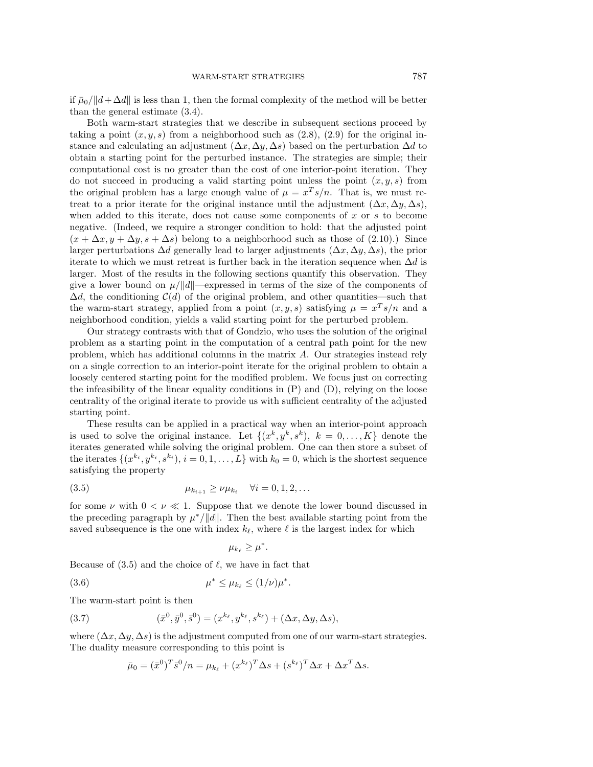if $\bar{\mu}_0/\|d+\Delta d\|$ is less than 1, then the formal complexity of the method will be better than the general estimate (3.4).

Both warm-start strategies that we describe in subsequent sections proceed by taking a point $(x, y, s)$ from a neighborhood such as (2.8), (2.9) for the original instance and calculating an adjustment $(\Delta x, \Delta y, \Delta s)$ based on the perturbation $\Delta d$ to obtain a starting point for the perturbed instance. The strategies are simple; their computational cost is no greater than the cost of one interior-point iteration. They do not succeed in producing a valid starting point unless the point $(x, y, s)$ from the original problem has a large enough value of $\mu = x^T s/n$. That is, we must retreat to a prior iterate for the original instance until the adjustment $(\Delta x, \Delta y, \Delta s)$, when added to this iterate, does not cause some components of $x$ or $s$ to become negative. (Indeed, we require a stronger condition to hold: that the adjusted point $(x + \Delta x, y + \Delta y, s + \Delta s)$ belong to a neighborhood such as those of (2.10).) Since larger perturbations $\Delta d$ generally lead to larger adjustments $(\Delta x, \Delta y, \Delta s)$, the prior iterate to which we must retreat is further back in the iteration sequence when $\Delta d$ is larger. Most of the results in the following sections quantify this observation. They give a lower bound on $\mu/\|d\|$—expressed in terms of the size of the components of $\Delta d$, the conditioning $\mathcal{C}(d)$ of the original problem, and other quantities—such that the warm-start strategy, applied from a point $(x, y, s)$ satisfying $\mu = x^T s/n$ and a neighborhood condition, yields a valid starting point for the perturbed problem.

Our strategy contrasts with that of Gondzio, who uses the solution of the original problem as a starting point in the computation of a central path point for the new problem, which has additional columns in the matrix $A$. Our strategies instead rely on a single correction to an interior-point iterate for the original problem to obtain a loosely centered starting point for the modified problem. We focus just on correcting the infeasibility of the linear equality conditions in (P) and (D), relying on the loose centrality of the original iterate to provide us with sufficient centrality of the adjusted starting point.

These results can be applied in a practical way when an interior-point approach is used to solve the original instance. Let $\{(x^k, y^k, s^k),\ k = 0, \ldots, K\}$ denote the iterates generated while solving the original problem. One can then store a subset of the iterates $\{(x^{k_i}, y^{k_i}, s^{k_i}),\ i = 0, 1, \ldots, L\}$ with $k_0 = 0$, which is the shortest sequence satisfying the property

$$\mu_{k_{i+1}} \geq \nu \mu_{k_i} \quad \forall i = 0, 1, 2, \ldots \tag{3.5}$$

for some $\nu$ with $0 < \nu \ll 1$. Suppose that we denote the lower bound discussed in the preceding paragraph by $\mu^*/\|d\|$. Then the best available starting point from the saved subsequence is the one with index $k_\ell$, where $\ell$ is the largest index for which

$$\mu_{k_\ell} \geq \mu^*.$$

Because of (3.5) and the choice of $\ell$, we have in fact that

$$\mu^* \leq \mu_{k_\ell} \leq (1/\nu)\mu^*. \tag{3.6}$$

The warm-start point is then

$$(\bar{x}^0, \bar{y}^0, \bar{s}^0) = (x^{k_\ell}, y^{k_\ell}, s^{k_\ell}) + (\Delta x, \Delta y, \Delta s), \tag{3.7}$$

where $(\Delta x, \Delta y, \Delta s)$ is the adjustment computed from one of our warm-start strategies. The duality measure corresponding to this point is

$$\bar{\mu}_0 = (\bar{x}^0)^T \bar{s}^0/n = \mu_{k_\ell} + (x^{k_\ell})^T \Delta s + (s^{k_\ell})^T \Delta x + \Delta x^T \Delta s.$$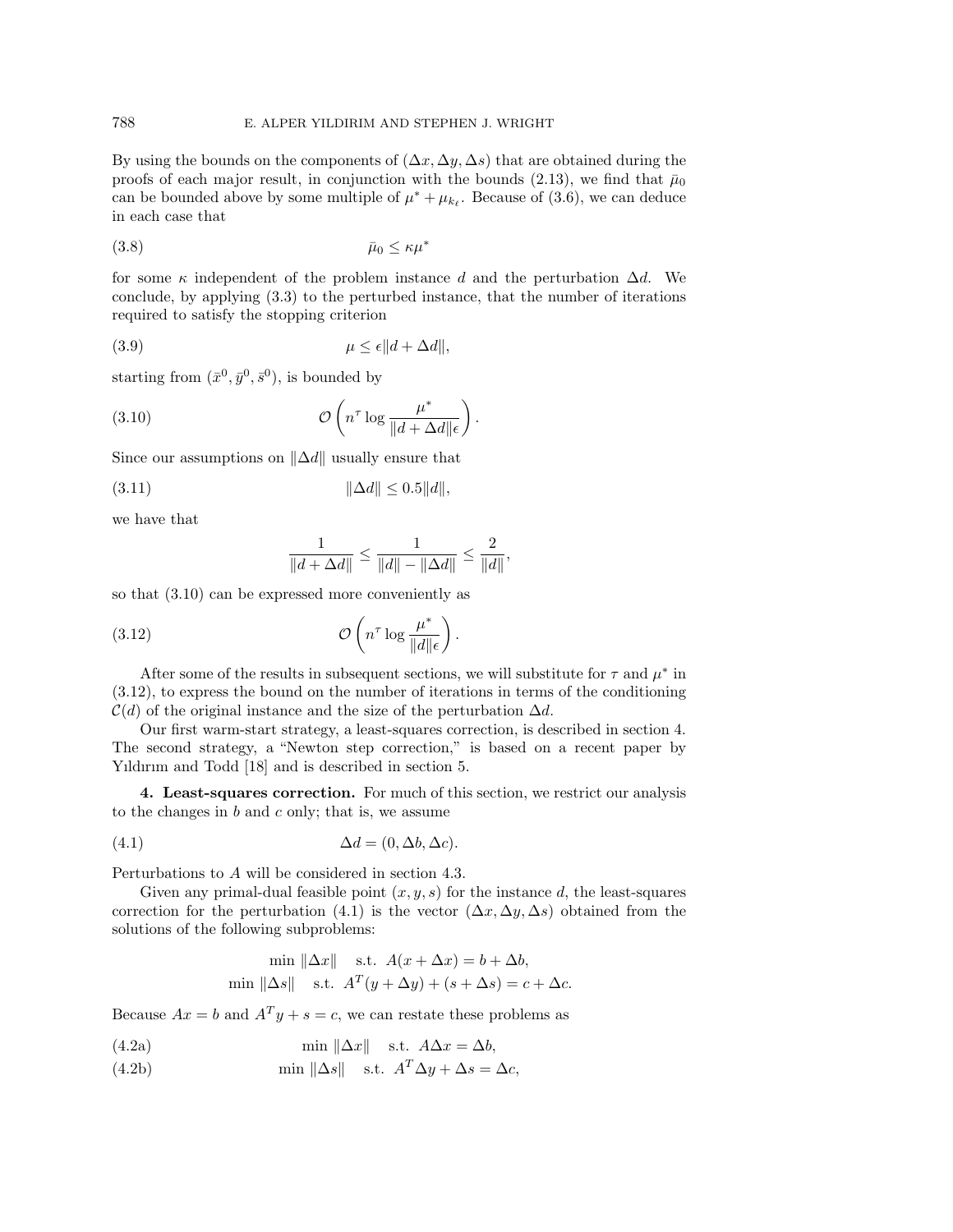By using the bounds on the components of $(\Delta x, \Delta y, \Delta s)$ that are obtained during the proofs of each major result, in conjunction with the bounds (2.13), we find that $\bar{\mu}_0$ can be bounded above by some multiple of $\mu^* + \mu_{k_\ell}$. Because of (3.6), we can deduce in each case that

$$\bar{\mu}_0 \leq \kappa \mu^* \tag{3.8}$$

for some $\kappa$ independent of the problem instance $d$ and the perturbation $\Delta d$. We conclude, by applying (3.3) to the perturbed instance, that the number of iterations required to satisfy the stopping criterion

$$\mu \leq \epsilon \|d + \Delta d\|, \tag{3.9}$$

starting from $(\bar{x}^0, \bar{y}^0, \bar{s}^0)$, is bounded by

$$\mathcal{O}\left( n^\tau \log \frac{\mu^*}{\|d + \Delta d\| \epsilon} \right). \tag{3.10}$$

Since our assumptions on $\|\Delta d\|$ usually ensure that

$$\|\Delta d\| \leq 0.5 \|d\|, \tag{3.11}$$

we have that

$$\frac{1}{\|d + \Delta d\|} \leq \frac{1}{\|d\| - \|\Delta d\|} \leq \frac{2}{\|d\|},$$

so that (3.10) can be expressed more conveniently as

$$\mathcal{O}\left( n^\tau \log \frac{\mu^*}{\|d\| \epsilon} \right). \tag{3.12}$$

After some of the results in subsequent sections, we will substitute for $\tau$ and $\mu^*$ in (3.12), to express the bound on the number of iterations in terms of the conditioning $\mathcal{C}(d)$ of the original instance and the size of the perturbation $\Delta d$.

Our first warm-start strategy, a least-squares correction, is described in section 4. The second strategy, a "Newton step correction," is based on a recent paper by Yıldırım and Todd [18] and is described in section 5.

## 4. Least-squares correction.

For much of this section, we restrict our analysis to the changes in $b$ and $c$ only; that is, we assume

$$\Delta d = (0, \Delta b, \Delta c). \tag{4.1}$$

Perturbations to $A$ will be considered in section 4.3.

Given any primal-dual feasible point $(x, y, s)$ for the instance $d$, the least-squares correction for the perturbation (4.1) is the vector $(\Delta x, \Delta y, \Delta s)$ obtained from the solutions of the following subproblems:

$$\min \|\Delta x\| \quad \text{s.t. } A(x + \Delta x) = b + \Delta b,$$
$$\min \|\Delta s\| \quad \text{s.t. } A^T(y + \Delta y) + (s + \Delta s) = c + \Delta c.$$

Because $Ax = b$ and $A^T y + s = c$, we can restate these problems as

$$\min \|\Delta x\| \quad \text{s.t. } A \Delta x = \Delta b, \tag{4.2a}$$

$$\min \|\Delta s\| \quad \text{s.t. } A^T \Delta y + \Delta s = \Delta c, \tag{4.2b}$$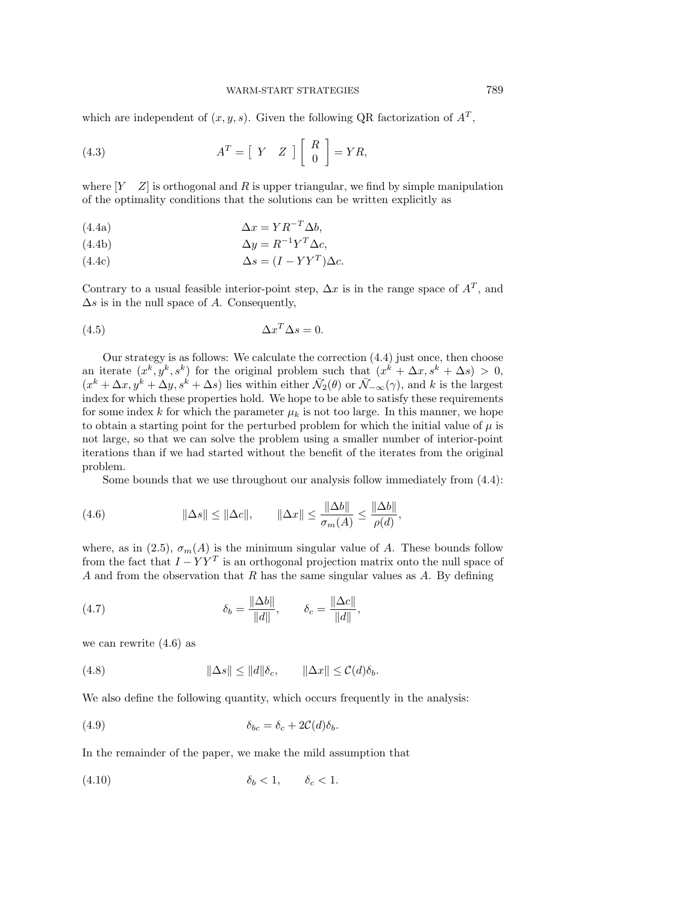which are independent of $(x, y, s)$. Given the following QR factorization of $A^T$,

$$A^T = \begin{bmatrix} Y & Z \end{bmatrix} \begin{bmatrix} R \\ 0 \end{bmatrix} = YR, \tag{4.3}$$

where $[Y \quad Z]$ is orthogonal and $R$ is upper triangular, we find by simple manipulation of the optimality conditions that the solutions can be written explicitly as

$$\Delta x = YR^{-T}\Delta b, \tag{4.4a}$$

$$\Delta y = R^{-1}Y^T\Delta c, \tag{4.4b}$$

$$\Delta s = (I - YY^T)\Delta c. \tag{4.4c}$$

Contrary to a usual feasible interior-point step, $\Delta x$ is in the range space of $A^T$, and $\Delta s$ is in the null space of $A$. Consequently,

$$\Delta x^T \Delta s = 0. \tag{4.5}$$

Our strategy is as follows: We calculate the correction (4.4) just once, then choose an iterate $(x^k, y^k, s^k)$ for the original problem such that $(x^k + \Delta x, s^k + \Delta s) > 0$, $(x^k + \Delta x, y^k + \Delta y, s^k + \Delta s)$ lies within either $\bar{\mathcal{N}}_2(\theta)$ or $\bar{\mathcal{N}}_{-\infty}(\gamma)$, and $k$ is the largest index for which these properties hold. We hope to be able to satisfy these requirements for some index $k$ for which the parameter $\mu_k$ is not too large. In this manner, we hope to obtain a starting point for the perturbed problem for which the initial value of $\mu$ is not large, so that we can solve the problem using a smaller number of interior-point iterations than if we had started without the benefit of the iterates from the original problem.

Some bounds that we use throughout our analysis follow immediately from (4.4):

$$\|\Delta s\| \leq \|\Delta c\|, \qquad \|\Delta x\| \leq \frac{\|\Delta b\|}{\sigma_m(A)} \leq \frac{\|\Delta b\|}{\rho(d)}, \tag{4.6}$$

where, as in (2.5), $\sigma_m(A)$ is the minimum singular value of $A$. These bounds follow from the fact that $I - YY^T$ is an orthogonal projection matrix onto the null space of $A$ and from the observation that $R$ has the same singular values as $A$. By defining

$$\delta_b = \frac{\|\Delta b\|}{\|d\|}, \qquad \delta_c = \frac{\|\Delta c\|}{\|d\|}, \tag{4.7}$$

we can rewrite (4.6) as

$$\|\Delta s\| \leq \|d\|\delta_c, \qquad \|\Delta x\| \leq \mathcal{C}(d)\delta_b. \tag{4.8}$$

We also define the following quantity, which occurs frequently in the analysis:

$$\delta_{bc} = \delta_c + 2\mathcal{C}(d)\delta_b. \tag{4.9}$$

In the remainder of the paper, we make the mild assumption that

$$\delta_b < 1, \qquad \delta_c < 1. \tag{4.10}$$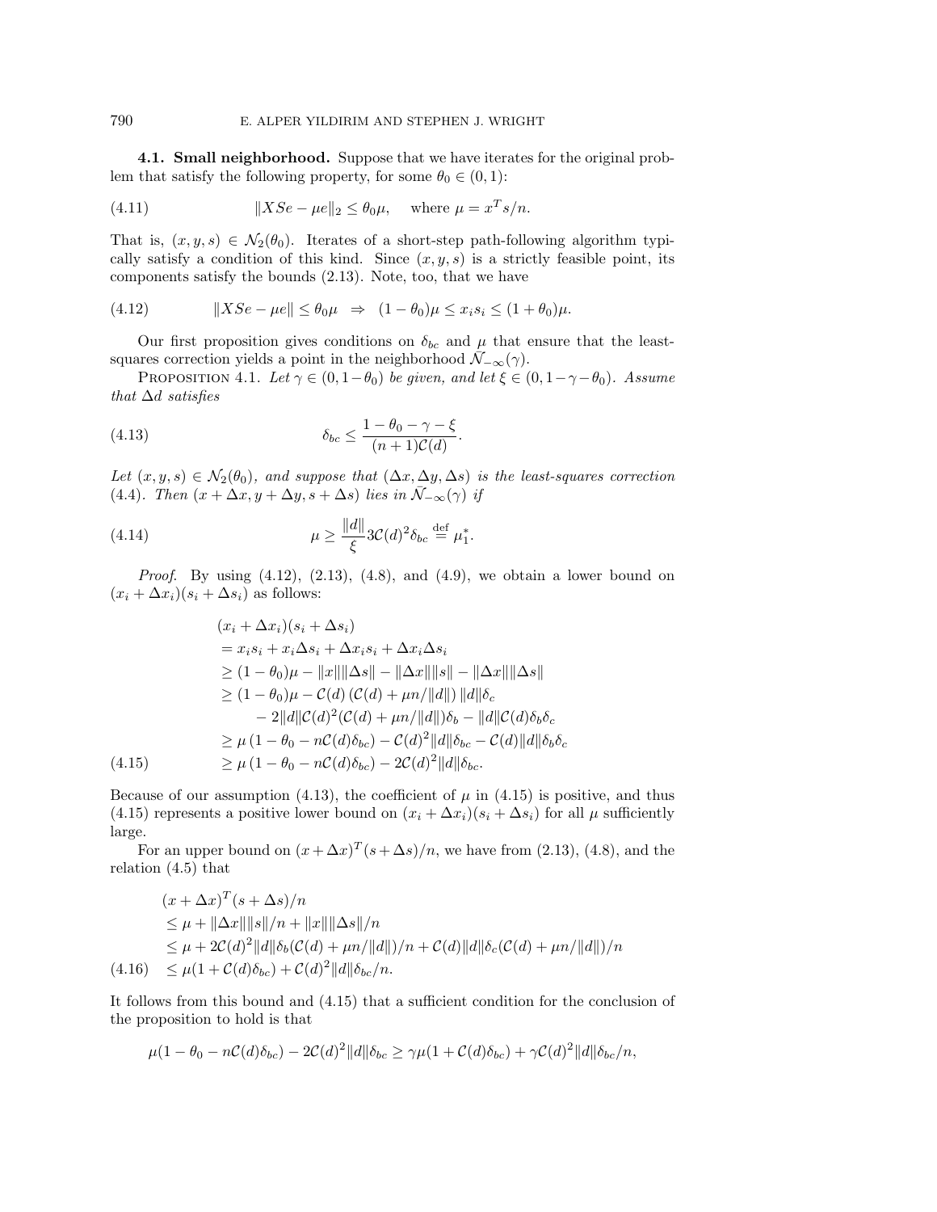### 4.1. Small neighborhood.

Suppose that we have iterates for the original problem that satisfy the following property, for some $\theta_0 \in (0,1)$:

$$\|XSe - \mu e\|_2 \le \theta_0 \mu, \quad \text{where } \mu = x^T s/n. \tag{4.11}$$

That is, $(x,y,s) \in \mathcal{N}_2(\theta_0)$. Iterates of a short-step path-following algorithm typically satisfy a condition of this kind. Since $(x,y,s)$ is a strictly feasible point, its components satisfy the bounds (2.13). Note, too, that we have

$$\|XSe - \mu e\| \le \theta_0 \mu \;\;\Rightarrow\;\; (1-\theta_0)\mu \le x_i s_i \le (1+\theta_0)\mu. \tag{4.12}$$

Our first proposition gives conditions on $\delta_{bc}$ and $\mu$ that ensure that the least-squares correction yields a point in the neighborhood $\mathcal{N}_{-\infty}(\gamma)$.

**Proposition 4.1.** *Let $\gamma \in (0, 1-\theta_0)$ be given, and let $\xi \in (0, 1-\gamma-\theta_0)$. Assume that $\Delta d$ satisfies*

$$\delta_{bc} \le \frac{1-\theta_0-\gamma-\xi}{(n+1)\mathcal{C}(d)}. \tag{4.13}$$

*Let $(x,y,s) \in \mathcal{N}_2(\theta_0)$, and suppose that $(\Delta x, \Delta y, \Delta s)$ is the least-squares correction (4.4). Then $(x+\Delta x, y+\Delta y, s+\Delta s)$ lies in $\mathcal{N}_{-\infty}(\gamma)$ if*

$$\mu \ge \frac{\|d\|}{\xi} 3\mathcal{C}(d)^2 \delta_{bc} \stackrel{\text{def}}{=} \mu_1^*. \tag{4.14}$$

*Proof.* By using (4.12), (2.13), (4.8), and (4.9), we obtain a lower bound on $(x_i + \Delta x_i)(s_i + \Delta s_i)$ as follows:

$$\begin{aligned}
&(x_i + \Delta x_i)(s_i + \Delta s_i) \\
&= x_i s_i + x_i \Delta s_i + \Delta x_i s_i + \Delta x_i \Delta s_i \\
&\ge (1-\theta_0)\mu - \|x\|\|\Delta s\| - \|\Delta x\|\|s\| - \|\Delta x\|\|\Delta s\| \\
&\ge (1-\theta_0)\mu - \mathcal{C}(d)\left(\mathcal{C}(d) + \mu n/\|d\|\right)\|d\|\delta_c \\
&\qquad - 2\|d\|\mathcal{C}(d)^2(\mathcal{C}(d) + \mu n/\|d\|)\delta_b - \|d\|\mathcal{C}(d)\delta_b\delta_c \\
&\ge \mu\left(1-\theta_0 - n\mathcal{C}(d)\delta_{bc}\right) - \mathcal{C}(d)^2\|d\|\delta_{bc} - \mathcal{C}(d)\|d\|\delta_b\delta_c \\
&\ge \mu\left(1-\theta_0 - n\mathcal{C}(d)\delta_{bc}\right) - 2\mathcal{C}(d)^2\|d\|\delta_{bc}.
\end{aligned} \tag{4.15}$$

Because of our assumption (4.13), the coefficient of $\mu$ in (4.15) is positive, and thus (4.15) represents a positive lower bound on $(x_i + \Delta x_i)(s_i + \Delta s_i)$ for all $\mu$ sufficiently large.

For an upper bound on $(x+\Delta x)^T(s+\Delta s)/n$, we have from (2.13), (4.8), and the relation (4.5) that

$$\begin{aligned}
&(x+\Delta x)^T(s+\Delta s)/n \\
&\le \mu + \|\Delta x\|\|s\|/n + \|x\|\|\Delta s\|/n \\
&\le \mu + 2\mathcal{C}(d)^2\|d\|\delta_b(\mathcal{C}(d) + \mu n/\|d\|)/n + \mathcal{C}(d)\|d\|\delta_c(\mathcal{C}(d) + \mu n/\|d\|)/n \\
&\le \mu(1 + \mathcal{C}(d)\delta_{bc}) + \mathcal{C}(d)^2\|d\|\delta_{bc}/n.
\end{aligned} \tag{4.16}$$

It follows from this bound and (4.15) that a sufficient condition for the conclusion of the proposition to hold is that

$$\mu(1-\theta_0 - n\mathcal{C}(d)\delta_{bc}) - 2\mathcal{C}(d)^2\|d\|\delta_{bc} \ge \gamma\mu(1+\mathcal{C}(d)\delta_{bc}) + \gamma\mathcal{C}(d)^2\|d\|\delta_{bc}/n,$$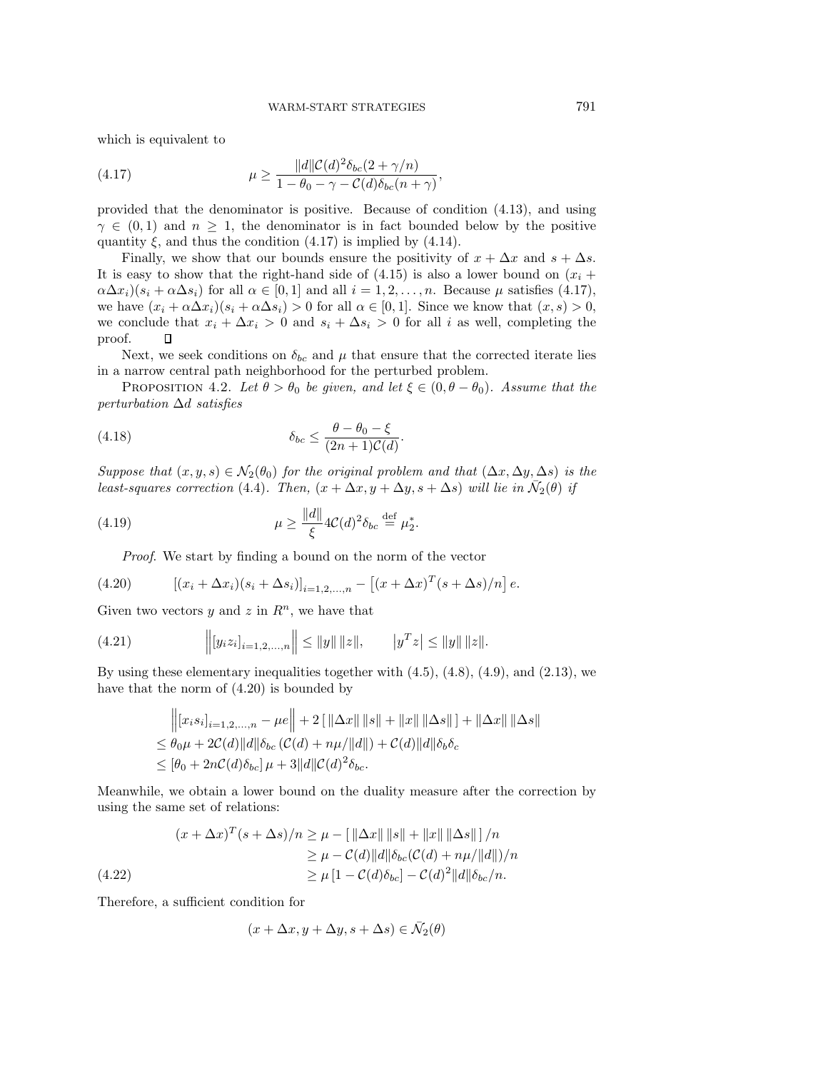which is equivalent to

$$\mu \geq \frac{\|d\| \mathcal{C}(d)^2 \delta_{bc}(2+\gamma/n)}{1-\theta_0-\gamma-\mathcal{C}(d)\delta_{bc}(n+\gamma)}, \tag{4.17}$$

provided that the denominator is positive. Because of condition (4.13), and using $\gamma \in (0,1)$ and $n \geq 1$, the denominator is in fact bounded below by the positive quantity $\xi$, and thus the condition (4.17) is implied by (4.14).

Finally, we show that our bounds ensure the positivity of $x+\Delta x$ and $s+\Delta s$. It is easy to show that the right-hand side of (4.15) is also a lower bound on $(x_i + \alpha \Delta x_i)(s_i + \alpha \Delta s_i)$ for all $\alpha \in [0,1]$ and all $i = 1,2,\ldots,n$. Because $\mu$ satisfies (4.17), we have $(x_i + \alpha \Delta x_i)(s_i + \alpha \Delta s_i) > 0$ for all $\alpha \in [0,1]$. Since we know that $(x,s) > 0$, we conclude that $x_i + \Delta x_i > 0$ and $s_i + \Delta s_i > 0$ for all $i$ as well, completing the proof. $\square$

Next, we seek conditions on $\delta_{bc}$ and $\mu$ that ensure that the corrected iterate lies in a narrow central path neighborhood for the perturbed problem.

PROPOSITION 4.2. *Let $\theta > \theta_0$ be given, and let $\xi \in (0, \theta - \theta_0)$. Assume that the perturbation $\Delta d$ satisfies*

$$\delta_{bc} \leq \frac{\theta - \theta_0 - \xi}{(2n+1)\mathcal{C}(d)}. \tag{4.18}$$

*Suppose that $(x,y,s) \in \mathcal{N}_2(\theta_0)$ for the original problem and that $(\Delta x, \Delta y, \Delta s)$ is the least-squares correction* (4.4)*. Then, $(x+\Delta x, y+\Delta y, s+\Delta s)$ will lie in $\bar{\mathcal{N}}_2(\theta)$ if*

$$\mu \geq \frac{\|d\|}{\xi} 4\mathcal{C}(d)^2 \delta_{bc} \stackrel{\text{def}}{=} \mu_2^*. \tag{4.19}$$

*Proof.* We start by finding a bound on the norm of the vector

$$[(x_i+\Delta x_i)(s_i+\Delta s_i)]_{i=1,2,\ldots,n} - \left[(x+\Delta x)^T(s+\Delta s)/n\right] e. \tag{4.20}$$

Given two vectors $y$ and $z$ in $R^n$, we have that

$$\left\| [y_i z_i]_{i=1,2,\ldots,n} \right\| \leq \|y\|\,\|z\|, \qquad \left| y^T z \right| \leq \|y\|\,\|z\|. \tag{4.21}$$

By using these elementary inequalities together with (4.5), (4.8), (4.9), and (2.13), we have that the norm of (4.20) is bounded by

$$\begin{aligned}
&\left\| [x_i s_i]_{i=1,2,\ldots,n} - \mu e \right\| + 2\left[\, \|\Delta x\|\,\|s\| + \|x\|\,\|\Delta s\|\,\right] + \|\Delta x\|\,\|\Delta s\| \\
&\leq \theta_0 \mu + 2\mathcal{C}(d)\|d\|\delta_{bc}\left(\mathcal{C}(d) + n\mu/\|d\|\right) + \mathcal{C}(d)\|d\|\delta_b \delta_c \\
&\leq \left[\theta_0 + 2n\mathcal{C}(d)\delta_{bc}\right]\mu + 3\|d\|\mathcal{C}(d)^2\delta_{bc}.
\end{aligned}$$

Meanwhile, we obtain a lower bound on the duality measure after the correction by using the same set of relations:

$$\begin{aligned}
(x+\Delta x)^T(s+\Delta s)/n &\geq \mu - \left[\, \|\Delta x\|\,\|s\| + \|x\|\,\|\Delta s\|\,\right]/n \\
&\geq \mu - \mathcal{C}(d)\|d\|\delta_{bc}(\mathcal{C}(d) + n\mu/\|d\|)/n \\
&\geq \mu\left[1 - \mathcal{C}(d)\delta_{bc}\right] - \mathcal{C}(d)^2\|d\|\delta_{bc}/n.
\end{aligned} \tag{4.22}$$

Therefore, a sufficient condition for

$$(x+\Delta x, y+\Delta y, s+\Delta s) \in \bar{\mathcal{N}}_2(\theta)$$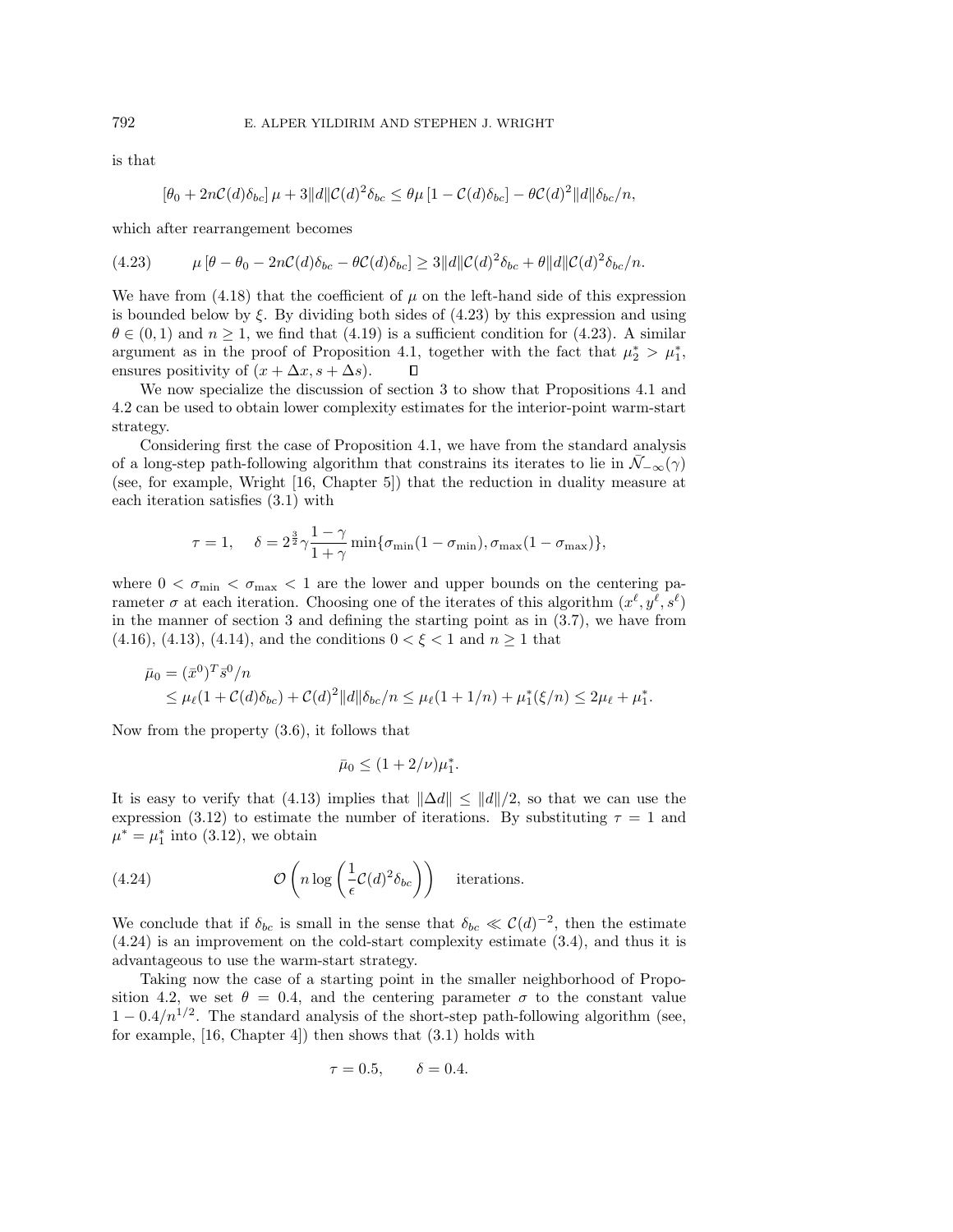is that

$$[\theta_0 + 2n\mathcal{C}(d)\delta_{bc}]\,\mu + 3\|d\|\mathcal{C}(d)^2\delta_{bc} \leq \theta\mu\,[1 - \mathcal{C}(d)\delta_{bc}] - \theta\mathcal{C}(d)^2\|d\|\delta_{bc}/n,$$

which after rearrangement becomes

$$\mu\,[\theta - \theta_0 - 2n\mathcal{C}(d)\delta_{bc} - \theta\mathcal{C}(d)\delta_{bc}] \geq 3\|d\|\mathcal{C}(d)^2\delta_{bc} + \theta\|d\|\mathcal{C}(d)^2\delta_{bc}/n. \tag{4.23}$$

We have from (4.18) that the coefficient of $\mu$ on the left-hand side of this expression is bounded below by $\xi$. By dividing both sides of (4.23) by this expression and using $\theta \in (0,1)$ and $n \geq 1$, we find that (4.19) is a sufficient condition for (4.23). A similar argument as in the proof of Proposition 4.1, together with the fact that $\mu_2^* > \mu_1^*$, ensures positivity of $(x + \Delta x, s + \Delta s)$. $\square$

We now specialize the discussion of section 3 to show that Propositions 4.1 and 4.2 can be used to obtain lower complexity estimates for the interior-point warm-start strategy.

Considering first the case of Proposition 4.1, we have from the standard analysis of a long-step path-following algorithm that constrains its iterates to lie in $\bar{\mathcal{N}}_{-\infty}(\gamma)$ (see, for example, Wright [16, Chapter 5]) that the reduction in duality measure at each iteration satisfies (3.1) with

$$\tau = 1, \quad \delta = 2^{\frac{3}{2}}\gamma\frac{1-\gamma}{1+\gamma}\min\{\sigma_{\min}(1-\sigma_{\min}), \sigma_{\max}(1-\sigma_{\max})\},$$

where $0 < \sigma_{\min} < \sigma_{\max} < 1$ are the lower and upper bounds on the centering parameter $\sigma$ at each iteration. Choosing one of the iterates of this algorithm $(x^\ell, y^\ell, s^\ell)$ in the manner of section 3 and defining the starting point as in (3.7), we have from (4.16), (4.13), (4.14), and the conditions $0 < \xi < 1$ and $n \geq 1$ that

$$\begin{aligned}
\bar{\mu}_0 &= (\bar{x}^0)^T\bar{s}^0/n \\
&\leq \mu_\ell(1 + \mathcal{C}(d)\delta_{bc}) + \mathcal{C}(d)^2\|d\|\delta_{bc}/n \leq \mu_\ell(1 + 1/n) + \mu_1^*(\xi/n) \leq 2\mu_\ell + \mu_1^*.
\end{aligned}$$

Now from the property (3.6), it follows that

$$\bar{\mu}_0 \leq (1 + 2/\nu)\mu_1^*.$$

It is easy to verify that (4.13) implies that $\|\Delta d\| \leq \|d\|/2$, so that we can use the expression (3.12) to estimate the number of iterations. By substituting $\tau = 1$ and $\mu^* = \mu_1^*$ into (3.12), we obtain

$$\mathcal{O}\left(n\log\left(\frac{1}{\epsilon}\mathcal{C}(d)^2\delta_{bc}\right)\right) \quad \text{iterations.} \tag{4.24}$$

We conclude that if $\delta_{bc}$ is small in the sense that $\delta_{bc} \ll \mathcal{C}(d)^{-2}$, then the estimate (4.24) is an improvement on the cold-start complexity estimate (3.4), and thus it is advantageous to use the warm-start strategy.

Taking now the case of a starting point in the smaller neighborhood of Proposition 4.2, we set $\theta = 0.4$, and the centering parameter $\sigma$ to the constant value $1 - 0.4/n^{1/2}$. The standard analysis of the short-step path-following algorithm (see, for example, [16, Chapter 4]) then shows that (3.1) holds with

$$\tau = 0.5, \qquad \delta = 0.4.$$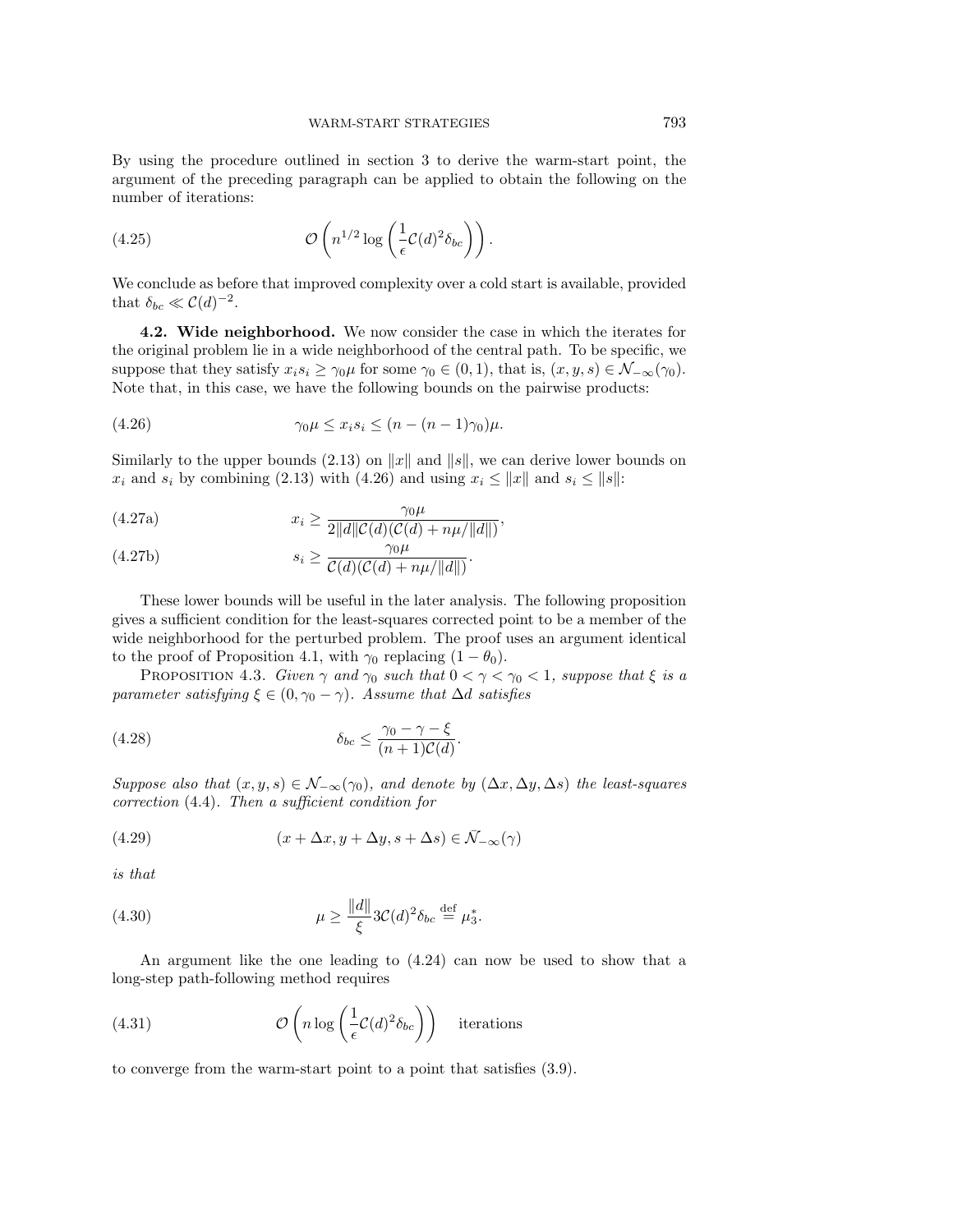By using the procedure outlined in section 3 to derive the warm-start point, the argument of the preceding paragraph can be applied to obtain the following on the number of iterations:

$$\mathcal{O}\left(n^{1/2}\log\left(\frac{1}{\epsilon}\mathcal{C}(d)^2\delta_{bc}\right)\right). \tag{4.25}$$

We conclude as before that improved complexity over a cold start is available, provided that $\delta_{bc} \ll \mathcal{C}(d)^{-2}$.

### 4.2. Wide neighborhood.

We now consider the case in which the iterates for the original problem lie in a wide neighborhood of the central path. To be specific, we suppose that they satisfy $x_i s_i \geq \gamma_0 \mu$ for some $\gamma_0 \in (0, 1)$, that is, $(x, y, s) \in \mathcal{N}_{-\infty}(\gamma_0)$. Note that, in this case, we have the following bounds on the pairwise products:

$$\gamma_0 \mu \leq x_i s_i \leq (n - (n-1)\gamma_0)\mu. \tag{4.26}$$

Similarly to the upper bounds (2.13) on $\|x\|$ and $\|s\|$, we can derive lower bounds on $x_i$ and $s_i$ by combining (2.13) with (4.26) and using $x_i \leq \|x\|$ and $s_i \leq \|s\|$:

$$x_i \geq \frac{\gamma_0 \mu}{2\|d\|\mathcal{C}(d)(\mathcal{C}(d) + n\mu/\|d\|)}, \tag{4.27a}$$

$$s_i \geq \frac{\gamma_0 \mu}{\mathcal{C}(d)(\mathcal{C}(d) + n\mu/\|d\|)}. \tag{4.27b}$$

These lower bounds will be useful in the later analysis. The following proposition gives a sufficient condition for the least-squares corrected point to be a member of the wide neighborhood for the perturbed problem. The proof uses an argument identical to the proof of Proposition 4.1, with $\gamma_0$ replacing $(1 - \theta_0)$.

Proposition 4.3. *Given $\gamma$ and $\gamma_0$ such that $0 < \gamma < \gamma_0 < 1$, suppose that $\xi$ is a parameter satisfying $\xi \in (0, \gamma_0 - \gamma)$. Assume that $\Delta d$ satisfies*

$$\delta_{bc} \leq \frac{\gamma_0 - \gamma - \xi}{(n+1)\mathcal{C}(d)}. \tag{4.28}$$

*Suppose also that $(x, y, s) \in \mathcal{N}_{-\infty}(\gamma_0)$, and denote by $(\Delta x, \Delta y, \Delta s)$ the least-squares correction (4.4). Then a sufficient condition for*

$$(x + \Delta x, y + \Delta y, s + \Delta s) \in \bar{\mathcal{N}}_{-\infty}(\gamma) \tag{4.29}$$

*is that*

$$\mu \geq \frac{\|d\|}{\xi} 3\mathcal{C}(d)^2 \delta_{bc} \stackrel{\text{def}}{=} \mu_3^*. \tag{4.30}$$

An argument like the one leading to (4.24) can now be used to show that a long-step path-following method requires

$$\mathcal{O}\left(n\log\left(\frac{1}{\epsilon}\mathcal{C}(d)^2\delta_{bc}\right)\right) \quad \text{iterations} \tag{4.31}$$

to converge from the warm-start point to a point that satisfies (3.9).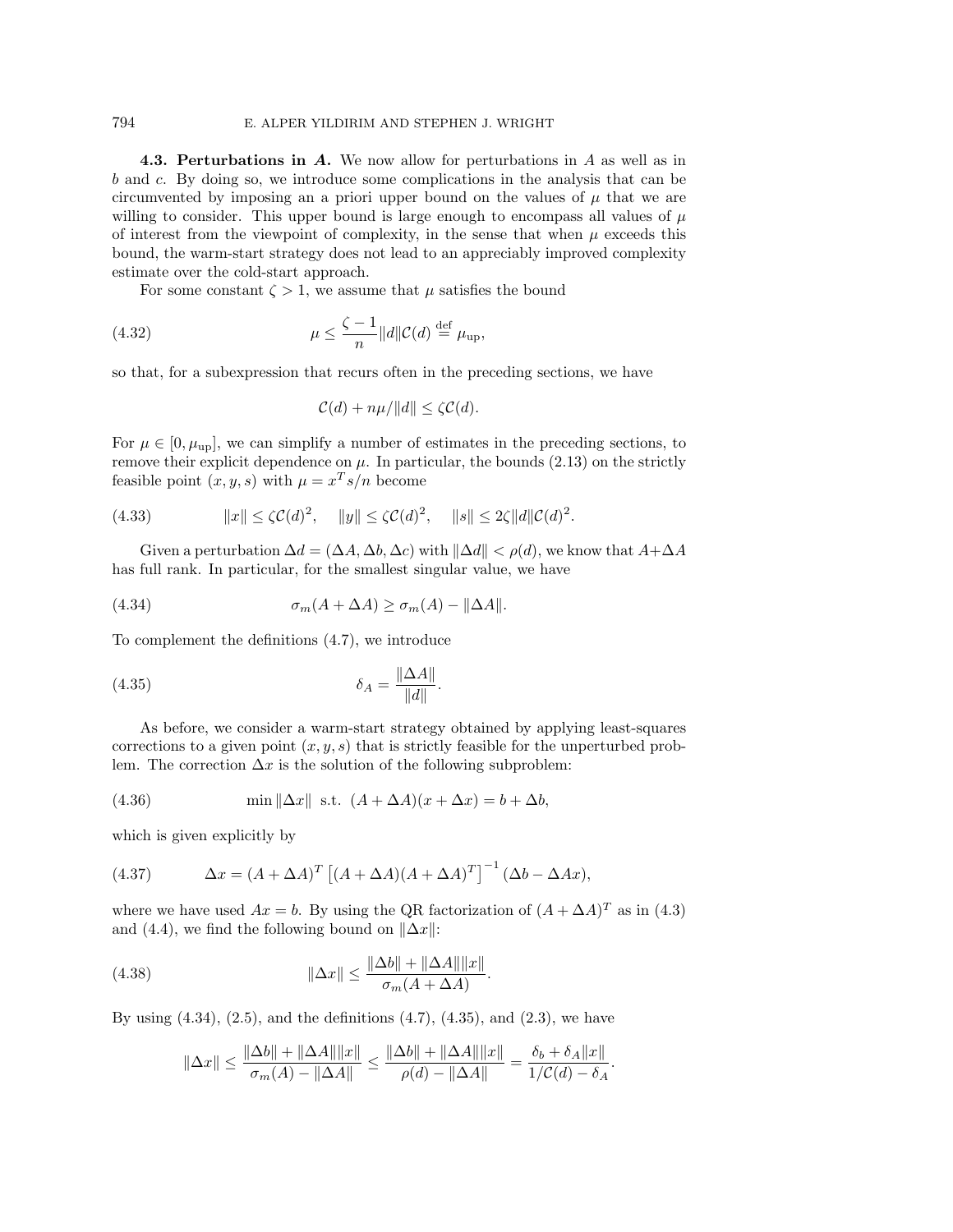### 4.3. Perturbations in $A$.

We now allow for perturbations in $A$ as well as in $b$ and $c$. By doing so, we introduce some complications in the analysis that can be circumvented by imposing an a priori upper bound on the values of $\mu$ that we are willing to consider. This upper bound is large enough to encompass all values of $\mu$ of interest from the viewpoint of complexity, in the sense that when $\mu$ exceeds this bound, the warm-start strategy does not lead to an appreciably improved complexity estimate over the cold-start approach.

For some constant $\zeta > 1$, we assume that $\mu$ satisfies the bound

$$\mu \leq \frac{\zeta - 1}{n} \|d\| \mathcal{C}(d) \stackrel{\text{def}}{=} \mu_{\text{up}}, \tag{4.32}$$

so that, for a subexpression that recurs often in the preceding sections, we have

$$\mathcal{C}(d) + n\mu/\|d\| \leq \zeta \mathcal{C}(d).$$

For $\mu \in [0, \mu_{\text{up}}]$, we can simplify a number of estimates in the preceding sections, to remove their explicit dependence on $\mu$. In particular, the bounds (2.13) on the strictly feasible point $(x, y, s)$ with $\mu = x^T s/n$ become

$$\|x\| \leq \zeta \mathcal{C}(d)^2, \quad \|y\| \leq \zeta \mathcal{C}(d)^2, \quad \|s\| \leq 2\zeta \|d\| \mathcal{C}(d)^2. \tag{4.33}$$

Given a perturbation $\Delta d = (\Delta A, \Delta b, \Delta c)$ with $\|\Delta d\| < \rho(d)$, we know that $A + \Delta A$ has full rank. In particular, for the smallest singular value, we have

$$\sigma_m(A + \Delta A) \geq \sigma_m(A) - \|\Delta A\|. \tag{4.34}$$

To complement the definitions (4.7), we introduce

$$\delta_A = \frac{\|\Delta A\|}{\|d\|}. \tag{4.35}$$

As before, we consider a warm-start strategy obtained by applying least-squares corrections to a given point $(x, y, s)$ that is strictly feasible for the unperturbed problem. The correction $\Delta x$ is the solution of the following subproblem:

$$\min \|\Delta x\| \ \text{ s.t. } \ (A + \Delta A)(x + \Delta x) = b + \Delta b, \tag{4.36}$$

which is given explicitly by

$$\Delta x = (A + \Delta A)^T \left[ (A + \Delta A)(A + \Delta A)^T \right]^{-1} (\Delta b - \Delta A x), \tag{4.37}$$

where we have used $Ax = b$. By using the QR factorization of $(A + \Delta A)^T$ as in (4.3) and (4.4), we find the following bound on $\|\Delta x\|$:

$$\|\Delta x\| \leq \frac{\|\Delta b\| + \|\Delta A\| \|x\|}{\sigma_m(A + \Delta A)}. \tag{4.38}$$

By using (4.34), (2.5), and the definitions (4.7), (4.35), and (2.3), we have

$$\|\Delta x\| \leq \frac{\|\Delta b\| + \|\Delta A\| \|x\|}{\sigma_m(A) - \|\Delta A\|} \leq \frac{\|\Delta b\| + \|\Delta A\| \|x\|}{\rho(d) - \|\Delta A\|} = \frac{\delta_b + \delta_A \|x\|}{1/\mathcal{C}(d) - \delta_A}.$$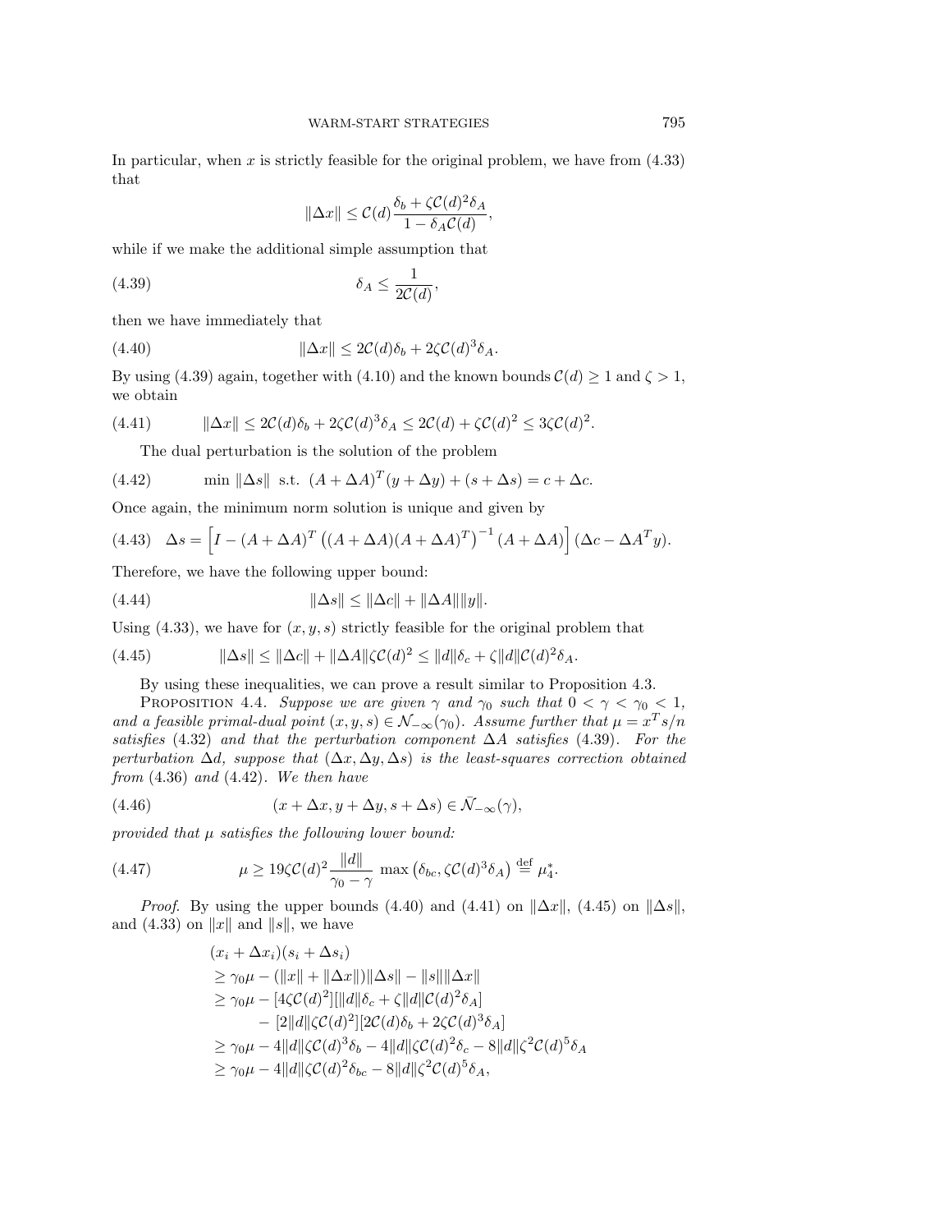In particular, when $x$ is strictly feasible for the original problem, we have from (4.33) that

$$\|\Delta x\| \leq \mathcal{C}(d) \frac{\delta_b + \zeta \mathcal{C}(d)^2 \delta_A}{1 - \delta_A \mathcal{C}(d)},$$

while if we make the additional simple assumption that

$$\delta_A \leq \frac{1}{2\mathcal{C}(d)}, \tag{4.39}$$

then we have immediately that

$$\|\Delta x\| \leq 2\mathcal{C}(d)\delta_b + 2\zeta \mathcal{C}(d)^3 \delta_A. \tag{4.40}$$

By using (4.39) again, together with (4.10) and the known bounds $\mathcal{C}(d) \geq 1$ and $\zeta > 1$, we obtain

$$\|\Delta x\| \leq 2\mathcal{C}(d)\delta_b + 2\zeta \mathcal{C}(d)^3 \delta_A \leq 2\mathcal{C}(d) + \zeta \mathcal{C}(d)^2 \leq 3\zeta \mathcal{C}(d)^2. \tag{4.41}$$

The dual perturbation is the solution of the problem

$$\min \|\Delta s\| \text{ s.t. } (A + \Delta A)^T (y + \Delta y) + (s + \Delta s) = c + \Delta c. \tag{4.42}$$

Once again, the minimum norm solution is unique and given by

$$\Delta s = \left[ I - (A + \Delta A)^T \left( (A + \Delta A)(A + \Delta A)^T \right)^{-1} (A + \Delta A) \right] (\Delta c - \Delta A^T y). \tag{4.43}$$

Therefore, we have the following upper bound:

$$\|\Delta s\| \leq \|\Delta c\| + \|\Delta A\| \|y\|. \tag{4.44}$$

Using (4.33), we have for $(x, y, s)$ strictly feasible for the original problem that

$$\|\Delta s\| \leq \|\Delta c\| + \|\Delta A\| \zeta \mathcal{C}(d)^2 \leq \|d\| \delta_c + \zeta \|d\| \mathcal{C}(d)^2 \delta_A. \tag{4.45}$$

By using these inequalities, we can prove a result similar to Proposition 4.3.

Proposition 4.4. *Suppose we are given $\gamma$ and $\gamma_0$ such that $0 < \gamma < \gamma_0 < 1$, and a feasible primal-dual point $(x, y, s) \in \mathcal{N}_{-\infty}(\gamma_0)$. Assume further that $\mu = x^T s/n$ satisfies* (4.32) *and that the perturbation component $\Delta A$ satisfies* (4.39). *For the perturbation $\Delta d$, suppose that $(\Delta x, \Delta y, \Delta s)$ is the least-squares correction obtained from* (4.36) *and* (4.42). *We then have*

$$(x + \Delta x, y + \Delta y, s + \Delta s) \in \bar{\mathcal{N}}_{-\infty}(\gamma), \tag{4.46}$$

*provided that $\mu$ satisfies the following lower bound:*

$$\mu \geq 19\zeta \mathcal{C}(d)^2 \frac{\|d\|}{\gamma_0 - \gamma} \max\left(\delta_{bc}, \zeta \mathcal{C}(d)^3 \delta_A\right) \stackrel{\text{def}}{=} \mu_4^*. \tag{4.47}$$

*Proof.* By using the upper bounds (4.40) and (4.41) on $\|\Delta x\|$, (4.45) on $\|\Delta s\|$, and (4.33) on $\|x\|$ and $\|s\|$, we have

$$\begin{aligned}
&(x_i + \Delta x_i)(s_i + \Delta s_i) \\
&\geq \gamma_0 \mu - (\|x\| + \|\Delta x\|)\|\Delta s\| - \|s\| \|\Delta x\| \\
&\geq \gamma_0 \mu - [4\zeta \mathcal{C}(d)^2][\|d\|\delta_c + \zeta \|d\| \mathcal{C}(d)^2 \delta_A] \\
&\qquad - [2\|d\| \zeta \mathcal{C}(d)^2][2\mathcal{C}(d)\delta_b + 2\zeta \mathcal{C}(d)^3 \delta_A] \\
&\geq \gamma_0 \mu - 4\|d\|\zeta \mathcal{C}(d)^3 \delta_b - 4\|d\|\zeta \mathcal{C}(d)^2 \delta_c - 8\|d\|\zeta^2 \mathcal{C}(d)^5 \delta_A \\
&\geq \gamma_0 \mu - 4\|d\|\zeta \mathcal{C}(d)^2 \delta_{bc} - 8\|d\|\zeta^2 \mathcal{C}(d)^5 \delta_A,
\end{aligned}$$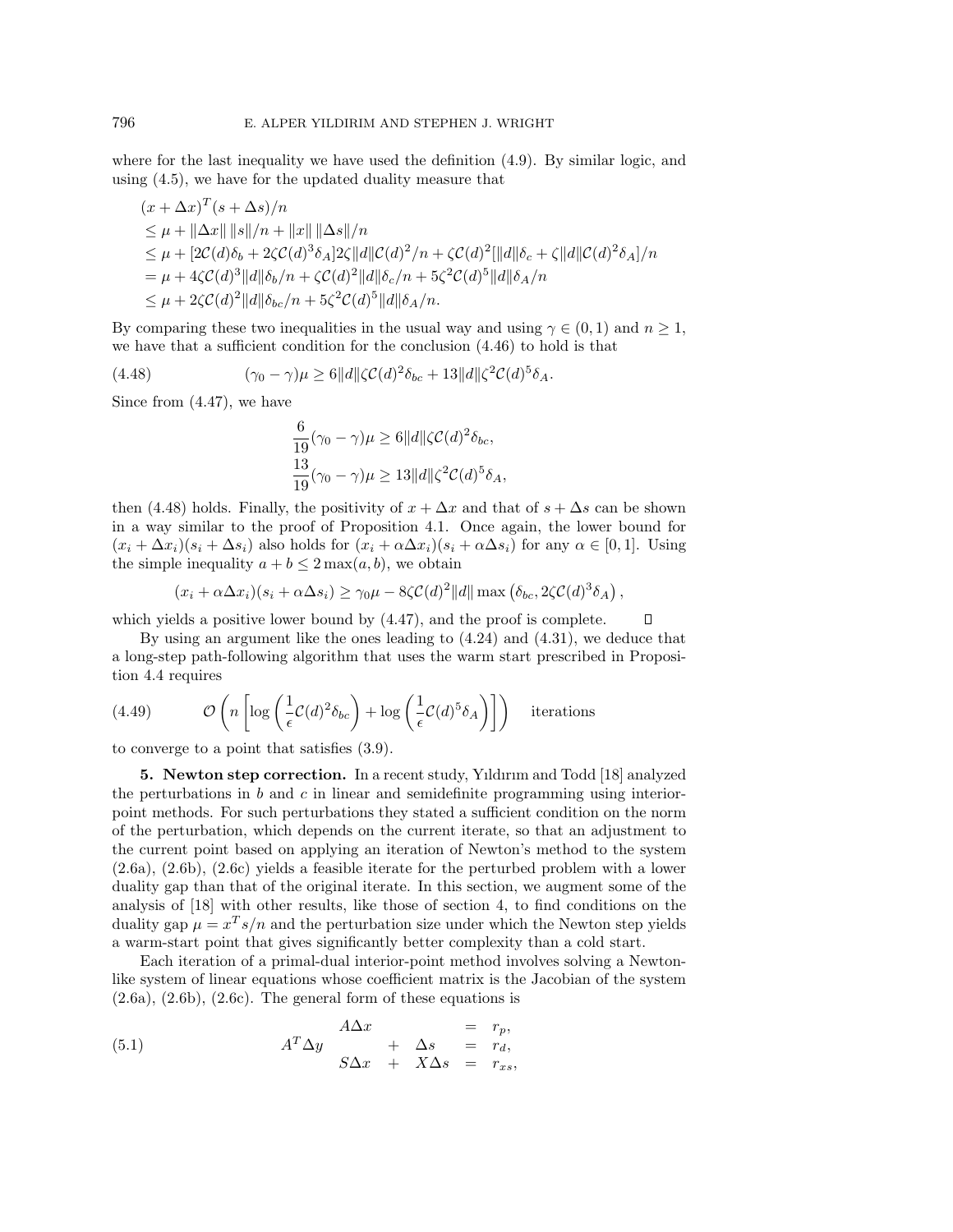where for the last inequality we have used the definition (4.9). By similar logic, and using (4.5), we have for the updated duality measure that

$$
\begin{aligned}
&(x+\Delta x)^T(s+\Delta s)/n \\
&\le \mu + \|\Delta x\|\,\|s\|/n + \|x\|\,\|\Delta s\|/n \\
&\le \mu + [2\mathcal{C}(d)\delta_b + 2\zeta\mathcal{C}(d)^3\delta_A]2\zeta\|d\|\mathcal{C}(d)^2/n + \zeta\mathcal{C}(d)^2[\|d\|\delta_c + \zeta\|d\|\mathcal{C}(d)^2\delta_A]/n \\
&= \mu + 4\zeta\mathcal{C}(d)^3\|d\|\delta_b/n + \zeta\mathcal{C}(d)^2\|d\|\delta_c/n + 5\zeta^2\mathcal{C}(d)^5\|d\|\delta_A/n \\
&\le \mu + 2\zeta\mathcal{C}(d)^2\|d\|\delta_{bc}/n + 5\zeta^2\mathcal{C}(d)^5\|d\|\delta_A/n.
\end{aligned}
$$

By comparing these two inequalities in the usual way and using $\gamma \in (0,1)$ and $n \ge 1$, we have that a sufficient condition for the conclusion (4.46) to hold is that

$$
(\gamma_0 - \gamma)\mu \ge 6\|d\|\zeta\mathcal{C}(d)^2\delta_{bc} + 13\|d\|\zeta^2\mathcal{C}(d)^5\delta_A. \tag{4.48}
$$

Since from (4.47), we have

$$
\begin{aligned}
\frac{6}{19}(\gamma_0 - \gamma)\mu &\ge 6\|d\|\zeta\mathcal{C}(d)^2\delta_{bc}, \\
\frac{13}{19}(\gamma_0 - \gamma)\mu &\ge 13\|d\|\zeta^2\mathcal{C}(d)^5\delta_A,
\end{aligned}
$$

then (4.48) holds. Finally, the positivity of $x+\Delta x$ and that of $s+\Delta s$ can be shown in a way similar to the proof of Proposition 4.1. Once again, the lower bound for $(x_i+\Delta x_i)(s_i+\Delta s_i)$ also holds for $(x_i+\alpha\Delta x_i)(s_i+\alpha\Delta s_i)$ for any $\alpha \in [0,1]$. Using the simple inequality $a+b \le 2\max(a,b)$, we obtain

$$
(x_i+\alpha\Delta x_i)(s_i+\alpha\Delta s_i) \ge \gamma_0\mu - 8\zeta\mathcal{C}(d)^2\|d\|\max\left(\delta_{bc}, 2\zeta\mathcal{C}(d)^3\delta_A\right),
$$

which yields a positive lower bound by (4.47), and the proof is complete. $\square$

By using an argument like the ones leading to (4.24) and (4.31), we deduce that a long-step path-following algorithm that uses the warm start prescribed in Proposition 4.4 requires

$$
\mathcal{O}\left(n\left[\log\left(\frac{1}{\epsilon}\mathcal{C}(d)^2\delta_{bc}\right) + \log\left(\frac{1}{\epsilon}\mathcal{C}(d)^5\delta_A\right)\right]\right) \quad \text{iterations} \tag{4.49}
$$

to converge to a point that satisfies (3.9).

## 5. Newton step correction.

In a recent study, Yıldırım and Todd [18] analyzed the perturbations in $b$ and $c$ in linear and semidefinite programming using interior-point methods. For such perturbations they stated a sufficient condition on the norm of the perturbation, which depends on the current iterate, so that an adjustment to the current point based on applying an iteration of Newton's method to the system (2.6a), (2.6b), (2.6c) yields a feasible iterate for the perturbed problem with a lower duality gap than that of the original iterate. In this section, we augment some of the analysis of [18] with other results, like those of section 4, to find conditions on the duality gap $\mu = x^T s/n$ and the perturbation size under which the Newton step yields a warm-start point that gives significantly better complexity than a cold start.

Each iteration of a primal-dual interior-point method involves solving a Newton-like system of linear equations whose coefficient matrix is the Jacobian of the system (2.6a), (2.6b), (2.6c). The general form of these equations is

$$
\begin{array}{rcccccl}
 & & A\Delta x & & & = & r_p, \\
A^T\Delta y & & & + & \Delta s & = & r_d, \\
 & & S\Delta x & + & X\Delta s & = & r_{xs},
\end{array} \tag{5.1}
$$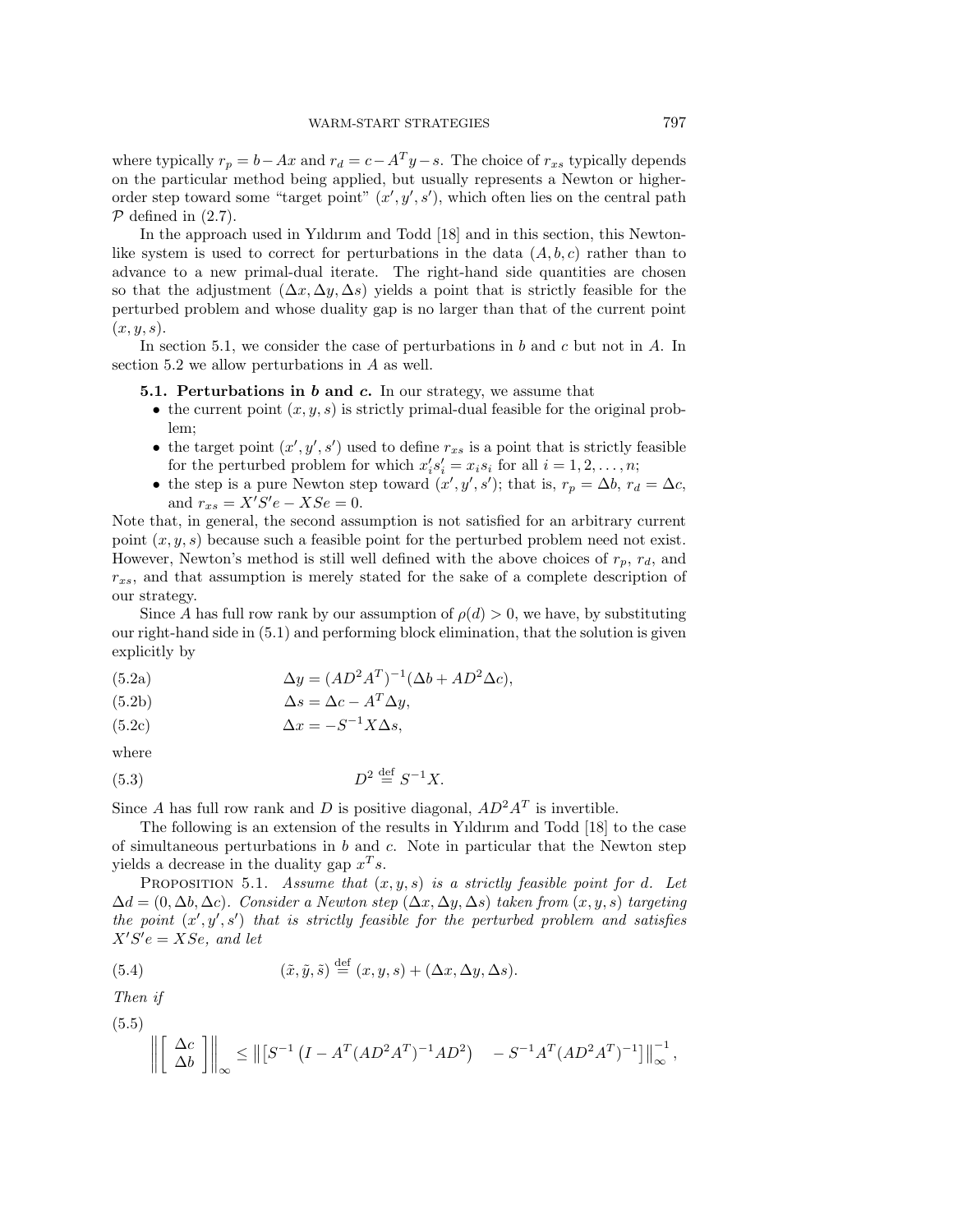where typically $r_p = b - Ax$ and $r_d = c - A^T y - s$. The choice of $r_{xs}$ typically depends on the particular method being applied, but usually represents a Newton or higher-order step toward some "target point" $(x', y', s')$, which often lies on the central path $\mathcal{P}$ defined in (2.7).

In the approach used in Yıldırım and Todd [18] and in this section, this Newton-like system is used to correct for perturbations in the data $(A, b, c)$ rather than to advance to a new primal-dual iterate. The right-hand side quantities are chosen so that the adjustment $(\Delta x, \Delta y, \Delta s)$ yields a point that is strictly feasible for the perturbed problem and whose duality gap is no larger than that of the current point $(x, y, s)$.

In section 5.1, we consider the case of perturbations in $b$ and $c$ but not in $A$. In section 5.2 we allow perturbations in $A$ as well.

**5.1. Perturbations in *b* and *c*.** In our strategy, we assume that

- the current point $(x, y, s)$ is strictly primal-dual feasible for the original problem;
- the target point $(x', y', s')$ used to define $r_{xs}$ is a point that is strictly feasible for the perturbed problem for which $x'_i s'_i = x_i s_i$ for all $i = 1, 2, \ldots, n$;
- the step is a pure Newton step toward $(x', y', s')$; that is, $r_p = \Delta b$, $r_d = \Delta c$, and $r_{xs} = X'S'e - XSe = 0$.

Note that, in general, the second assumption is not satisfied for an arbitrary current point $(x, y, s)$ because such a feasible point for the perturbed problem need not exist. However, Newton's method is still well defined with the above choices of $r_p$, $r_d$, and $r_{xs}$, and that assumption is merely stated for the sake of a complete description of our strategy.

Since $A$ has full row rank by our assumption of $\rho(d) > 0$, we have, by substituting our right-hand side in (5.1) and performing block elimination, that the solution is given explicitly by

$$\Delta y = (AD^2A^T)^{-1}(\Delta b + AD^2 \Delta c), \tag{5.2a}$$

$$\Delta s = \Delta c - A^T \Delta y, \tag{5.2b}$$

$$\Delta x = -S^{-1} X \Delta s, \tag{5.2c}$$

where

$$D^2 \stackrel{\text{def}}{=} S^{-1} X. \tag{5.3}$$

Since $A$ has full row rank and $D$ is positive diagonal, $AD^2A^T$ is invertible.

The following is an extension of the results in Yıldırım and Todd [18] to the case of simultaneous perturbations in $b$ and $c$. Note in particular that the Newton step yields a decrease in the duality gap $x^T s$.

Proposition 5.1. *Assume that $(x, y, s)$ is a strictly feasible point for $d$. Let $\Delta d = (0, \Delta b, \Delta c)$. Consider a Newton step $(\Delta x, \Delta y, \Delta s)$ taken from $(x, y, s)$ targeting the point $(x', y', s')$ that is strictly feasible for the perturbed problem and satisfies $X'S'e = XSe$, and let*

$$(\tilde{x}, \tilde{y}, \tilde{s}) \stackrel{\text{def}}{=} (x, y, s) + (\Delta x, \Delta y, \Delta s). \tag{5.4}$$

*Then if*

$$\left\| \begin{bmatrix} \Delta c \\ \Delta b \end{bmatrix} \right\|_\infty \leq \left\| \left[ S^{-1} \left( I - A^T (AD^2A^T)^{-1} AD^2 \right) \quad -S^{-1} A^T (AD^2A^T)^{-1} \right] \right\|_\infty^{-1}, \tag{5.5}$$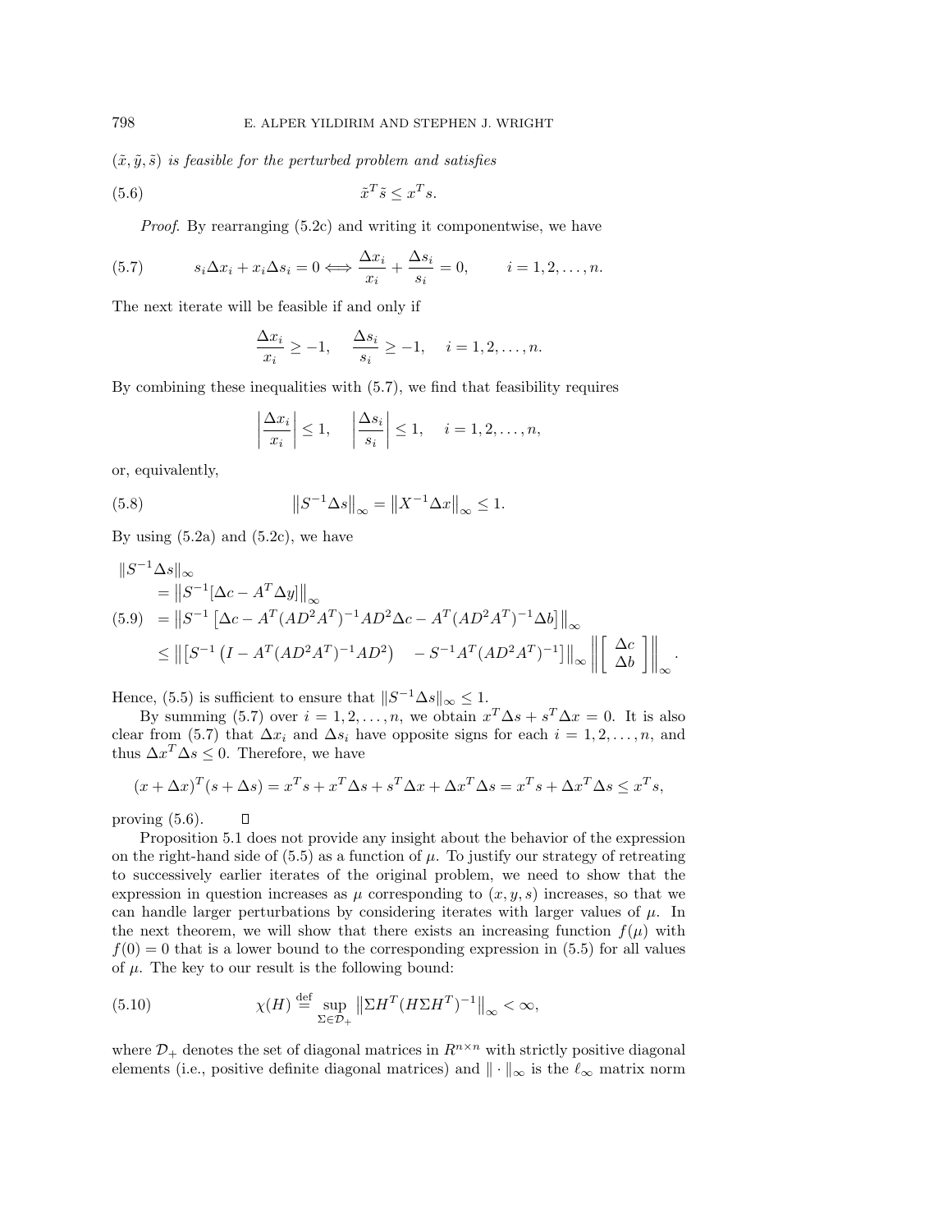$(\tilde{x}, \tilde{y}, \tilde{s})$ *is feasible for the perturbed problem and satisfies*

$$\tilde{x}^T \tilde{s} \leq x^T s. \tag{5.6}$$

*Proof.* By rearranging (5.2c) and writing it componentwise, we have

$$s_i \Delta x_i + x_i \Delta s_i = 0 \Longleftrightarrow \frac{\Delta x_i}{x_i} + \frac{\Delta s_i}{s_i} = 0, \qquad i = 1, 2, \ldots, n. \tag{5.7}$$

The next iterate will be feasible if and only if

$$\frac{\Delta x_i}{x_i} \geq -1, \quad \frac{\Delta s_i}{s_i} \geq -1, \quad i = 1, 2, \ldots, n.$$

By combining these inequalities with (5.7), we find that feasibility requires

$$\left| \frac{\Delta x_i}{x_i} \right| \leq 1, \quad \left| \frac{\Delta s_i}{s_i} \right| \leq 1, \quad i = 1, 2, \ldots, n,$$

or, equivalently,

$$\left\| S^{-1} \Delta s \right\|_\infty = \left\| X^{-1} \Delta x \right\|_\infty \leq 1. \tag{5.8}$$

By using (5.2a) and (5.2c), we have

$$\begin{aligned}
&\|S^{-1}\Delta s\|_\infty \\
&\quad = \left\| S^{-1}[\Delta c - A^T \Delta y] \right\|_\infty \\
&\quad = \left\| S^{-1}\left[\Delta c - A^T(AD^2A^T)^{-1}AD^2\Delta c - A^T(AD^2A^T)^{-1}\Delta b\right] \right\|_\infty \\
&\quad \leq \left\| \left[ S^{-1}\left(I - A^T(AD^2A^T)^{-1}AD^2\right) \quad -S^{-1}A^T(AD^2A^T)^{-1}\right] \right\|_\infty \left\| \begin{bmatrix} \Delta c \\ \Delta b \end{bmatrix} \right\|_\infty.
\end{aligned} \tag{5.9}$$

Hence, (5.5) is sufficient to ensure that $\|S^{-1}\Delta s\|_\infty \leq 1$.

By summing (5.7) over $i = 1, 2, \ldots, n$, we obtain $x^T \Delta s + s^T \Delta x = 0$. It is also clear from (5.7) that $\Delta x_i$ and $\Delta s_i$ have opposite signs for each $i = 1, 2, \ldots, n$, and thus $\Delta x^T \Delta s \leq 0$. Therefore, we have

$$(x + \Delta x)^T (s + \Delta s) = x^T s + x^T \Delta s + s^T \Delta x + \Delta x^T \Delta s = x^T s + \Delta x^T \Delta s \leq x^T s,$$

proving (5.6). ∎

Proposition 5.1 does not provide any insight about the behavior of the expression on the right-hand side of (5.5) as a function of $\mu$. To justify our strategy of retreating to successively earlier iterates of the original problem, we need to show that the expression in question increases as $\mu$ corresponding to $(x, y, s)$ increases, so that we can handle larger perturbations by considering iterates with larger values of $\mu$. In the next theorem, we will show that there exists an increasing function $f(\mu)$ with $f(0) = 0$ that is a lower bound to the corresponding expression in (5.5) for all values of $\mu$. The key to our result is the following bound:

$$\chi(H) \stackrel{\text{def}}{=} \sup_{\Sigma \in \mathcal{D}_+} \left\| \Sigma H^T (H \Sigma H^T)^{-1} \right\|_\infty < \infty, \tag{5.10}$$

where $\mathcal{D}_+$ denotes the set of diagonal matrices in $R^{n \times n}$ with strictly positive diagonal elements (i.e., positive definite diagonal matrices) and $\|\cdot\|_\infty$ is the $\ell_\infty$ matrix norm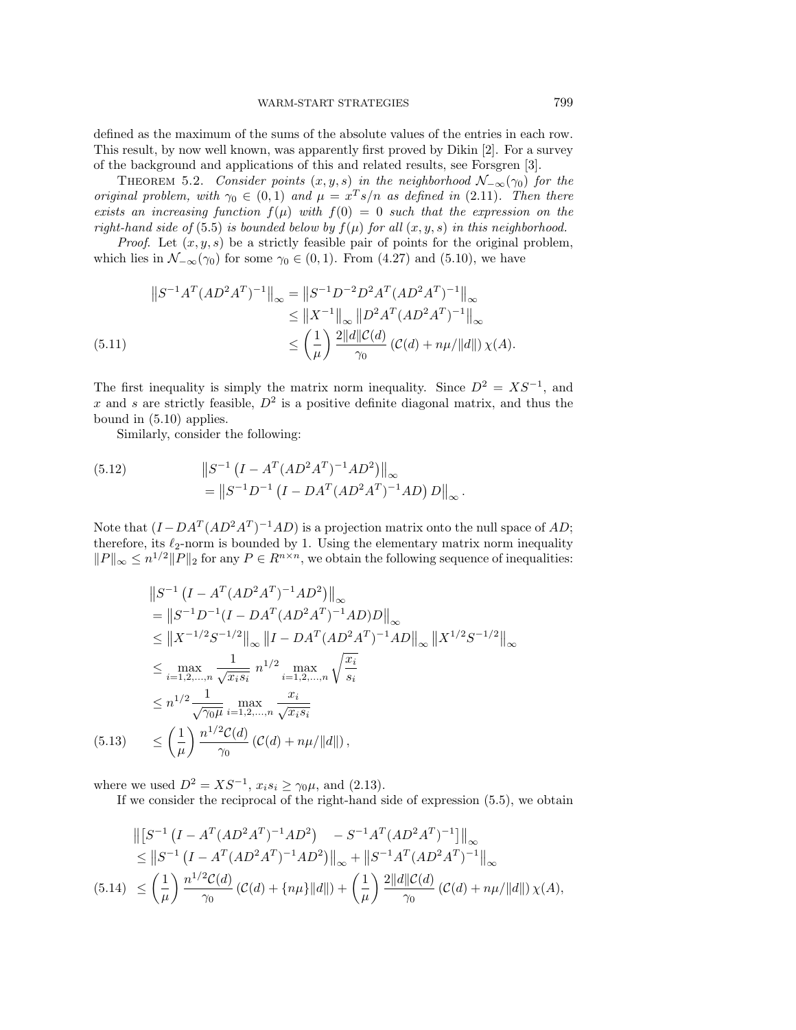defined as the maximum of the sums of the absolute values of the entries in each row. This result, by now well known, was apparently first proved by Dikin [2]. For a survey of the background and applications of this and related results, see Forsgren [3].

THEOREM 5.2. *Consider points $(x, y, s)$ in the neighborhood $\mathcal{N}_{-\infty}(\gamma_0)$ for the original problem, with $\gamma_0 \in (0,1)$ and $\mu = x^T s/n$ as defined in (2.11). Then there exists an increasing function $f(\mu)$ with $f(0) = 0$ such that the expression on the right-hand side of (5.5) is bounded below by $f(\mu)$ for all $(x, y, s)$ in this neighborhood.*

*Proof*. Let $(x, y, s)$ be a strictly feasible pair of points for the original problem, which lies in $\mathcal{N}_{-\infty}(\gamma_0)$ for some $\gamma_0 \in (0,1)$. From (4.27) and (5.10), we have

$$
\begin{aligned}
\left\|S^{-1}A^T(AD^2A^T)^{-1}\right\|_\infty &= \left\|S^{-1}D^{-2}D^2A^T(AD^2A^T)^{-1}\right\|_\infty \\
&\le \left\|X^{-1}\right\|_\infty \left\|D^2A^T(AD^2A^T)^{-1}\right\|_\infty \\
&\le \left(\frac{1}{\mu}\right)\frac{2\|d\|\mathcal{C}(d)}{\gamma_0}\left(\mathcal{C}(d) + n\mu/\|d\|\right)\chi(A).
\end{aligned} \tag{5.11}
$$

The first inequality is simply the matrix norm inequality. Since $D^2 = XS^{-1}$, and $x$ and $s$ are strictly feasible, $D^2$ is a positive definite diagonal matrix, and thus the bound in (5.10) applies.

Similarly, consider the following:

$$
\begin{aligned}
&\left\|S^{-1}\left(I - A^T(AD^2A^T)^{-1}AD^2\right)\right\|_\infty \\
&= \left\|S^{-1}D^{-1}\left(I - DA^T(AD^2A^T)^{-1}AD\right)D\right\|_\infty .
\end{aligned} \tag{5.12}
$$

Note that $(I - DA^T(AD^2A^T)^{-1}AD)$ is a projection matrix onto the null space of $AD$; therefore, its $\ell_2$-norm is bounded by 1. Using the elementary matrix norm inequality $\|P\|_\infty \le n^{1/2}\|P\|_2$ for any $P \in R^{n\times n}$, we obtain the following sequence of inequalities:

$$
\begin{aligned}
&\left\|S^{-1}\left(I - A^T(AD^2A^T)^{-1}AD^2\right)\right\|_\infty \\
&= \left\|S^{-1}D^{-1}(I - DA^T(AD^2A^T)^{-1}AD)D\right\|_\infty \\
&\le \left\|X^{-1/2}S^{-1/2}\right\|_\infty \left\|I - DA^T(AD^2A^T)^{-1}AD\right\|_\infty \left\|X^{1/2}S^{-1/2}\right\|_\infty \\
&\le \max_{i=1,2,\ldots,n}\frac{1}{\sqrt{x_i s_i}}\; n^{1/2} \max_{i=1,2,\ldots,n}\sqrt{\frac{x_i}{s_i}} \\
&\le n^{1/2}\frac{1}{\sqrt{\gamma_0\mu}}\max_{i=1,2,\ldots,n}\frac{x_i}{\sqrt{x_i s_i}} \\
&\le \left(\frac{1}{\mu}\right)\frac{n^{1/2}\mathcal{C}(d)}{\gamma_0}\left(\mathcal{C}(d) + n\mu/\|d\|\right),
\end{aligned} \tag{5.13}
$$

where we used $D^2 = XS^{-1}$, $x_i s_i \ge \gamma_0\mu$, and (2.13).

If we consider the reciprocal of the right-hand side of expression (5.5), we obtain

$$
\begin{aligned}
&\left\|\left[S^{-1}\left(I - A^T(AD^2A^T)^{-1}AD^2\right) \quad - S^{-1}A^T(AD^2A^T)^{-1}\right]\right\|_\infty \\
&\le \left\|S^{-1}\left(I - A^T(AD^2A^T)^{-1}AD^2\right)\right\|_\infty + \left\|S^{-1}A^T(AD^2A^T)^{-1}\right\|_\infty \\
&\le \left(\frac{1}{\mu}\right)\frac{n^{1/2}\mathcal{C}(d)}{\gamma_0}\left(\mathcal{C}(d) + \{n\mu\}\|d\|\right) + \left(\frac{1}{\mu}\right)\frac{2\|d\|\mathcal{C}(d)}{\gamma_0}\left(\mathcal{C}(d) + n\mu/\|d\|\right)\chi(A),
\end{aligned} \tag{5.14}
$$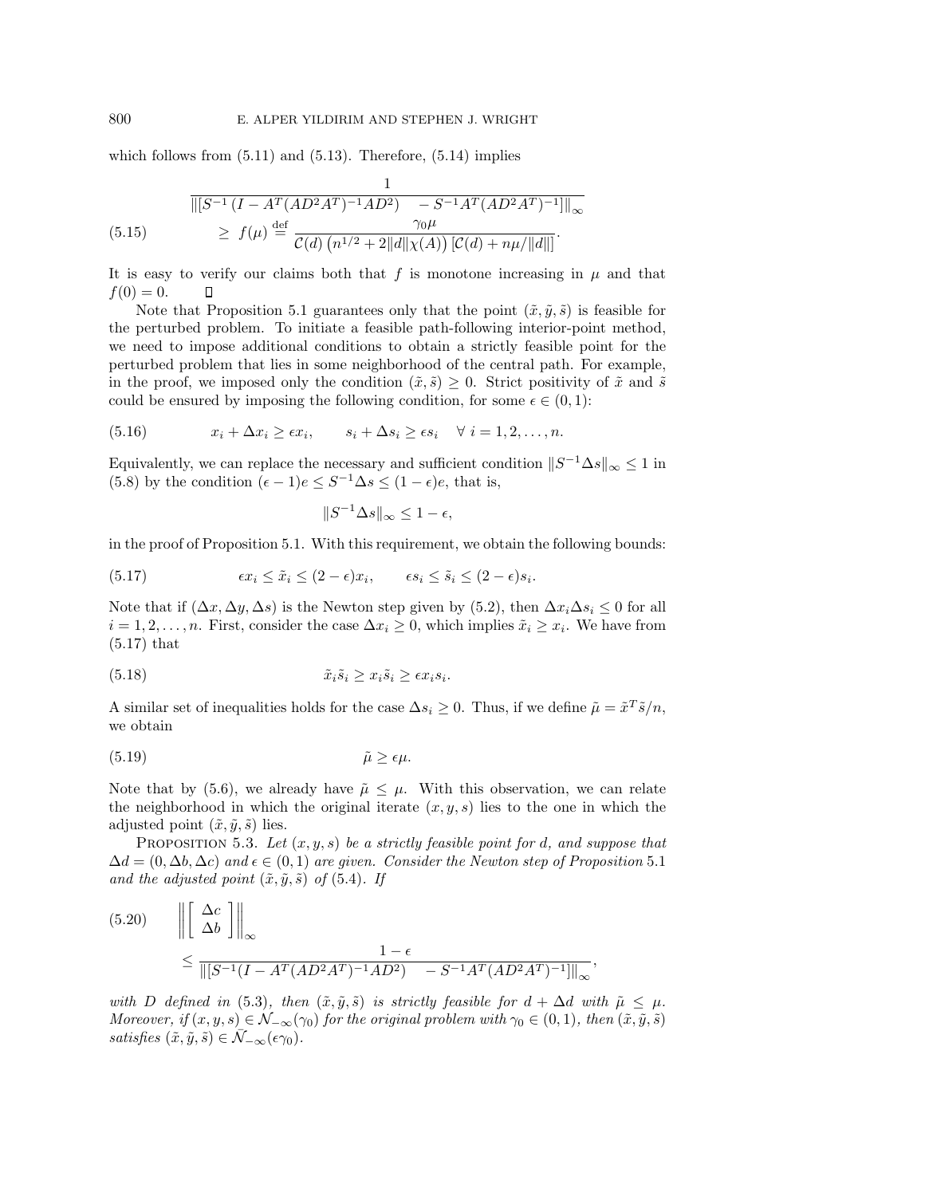which follows from (5.11) and (5.13). Therefore, (5.14) implies

$$
\frac{1}{\left\|\left[S^{-1}\left(I - A^T(AD^2A^T)^{-1}AD^2\right) \quad -S^{-1}A^T(AD^2A^T)^{-1}\right]\right\|_\infty} \geq f(\mu) \stackrel{\text{def}}{=} \frac{\gamma_0 \mu}{\mathcal{C}(d)\left(n^{1/2} + 2\|d\|\chi(A)\right)\left[\mathcal{C}(d) + n\mu/\|d\|\right]}. \tag{5.15}
$$

It is easy to verify our claims both that $f$ is monotone increasing in $\mu$ and that $f(0) = 0$. $\square$

Note that Proposition 5.1 guarantees only that the point $(\tilde{x}, \tilde{y}, \tilde{s})$ is feasible for the perturbed problem. To initiate a feasible path-following interior-point method, we need to impose additional conditions to obtain a strictly feasible point for the perturbed problem that lies in some neighborhood of the central path. For example, in the proof, we imposed only the condition $(\tilde{x}, \tilde{s}) \geq 0$. Strict positivity of $\tilde{x}$ and $\tilde{s}$ could be ensured by imposing the following condition, for some $\epsilon \in (0, 1)$:

$$
x_i + \Delta x_i \geq \epsilon x_i, \qquad s_i + \Delta s_i \geq \epsilon s_i \quad \forall\ i = 1, 2, \ldots, n. \tag{5.16}
$$

Equivalently, we can replace the necessary and sufficient condition $\|S^{-1}\Delta s\|_\infty \leq 1$ in (5.8) by the condition $(\epsilon - 1)e \leq S^{-1}\Delta s \leq (1 - \epsilon)e$, that is,

$$
\|S^{-1}\Delta s\|_\infty \leq 1 - \epsilon,
$$

in the proof of Proposition 5.1. With this requirement, we obtain the following bounds:

$$
\epsilon x_i \leq \tilde{x}_i \leq (2 - \epsilon)x_i, \qquad \epsilon s_i \leq \tilde{s}_i \leq (2 - \epsilon)s_i. \tag{5.17}
$$

Note that if $(\Delta x, \Delta y, \Delta s)$ is the Newton step given by (5.2), then $\Delta x_i \Delta s_i \leq 0$ for all $i = 1, 2, \ldots, n$. First, consider the case $\Delta x_i \geq 0$, which implies $\tilde{x}_i \geq x_i$. We have from (5.17) that

$$
\tilde{x}_i \tilde{s}_i \geq x_i \tilde{s}_i \geq \epsilon x_i s_i. \tag{5.18}
$$

A similar set of inequalities holds for the case $\Delta s_i \geq 0$. Thus, if we define $\tilde{\mu} = \tilde{x}^T \tilde{s}/n$, we obtain

$$
\tilde{\mu} \geq \epsilon \mu. \tag{5.19}
$$

Note that by (5.6), we already have $\tilde{\mu} \leq \mu$. With this observation, we can relate the neighborhood in which the original iterate $(x, y, s)$ lies to the one in which the adjusted point $(\tilde{x}, \tilde{y}, \tilde{s})$ lies.

Proposition 5.3. *Let $(x, y, s)$ be a strictly feasible point for $d$, and suppose that $\Delta d = (0, \Delta b, \Delta c)$ and $\epsilon \in (0, 1)$ are given. Consider the Newton step of Proposition 5.1 and the adjusted point $(\tilde{x}, \tilde{y}, \tilde{s})$ of (5.4). If*

$$
\left\|\begin{bmatrix} \Delta c \\ \Delta b \end{bmatrix}\right\|_\infty \leq \frac{1 - \epsilon}{\left\|\left[S^{-1}(I - A^T(AD^2A^T)^{-1}AD^2) \quad -S^{-1}A^T(AD^2A^T)^{-1}\right]\right\|_\infty}, \tag{5.20}
$$

*with $D$ defined in (5.3), then $(\tilde{x}, \tilde{y}, \tilde{s})$ is strictly feasible for $d + \Delta d$ with $\tilde{\mu} \leq \mu$. Moreover, if $(x, y, s) \in \mathcal{N}_{-\infty}(\gamma_0)$ for the original problem with $\gamma_0 \in (0, 1)$, then $(\tilde{x}, \tilde{y}, \tilde{s})$ satisfies $(\tilde{x}, \tilde{y}, \tilde{s}) \in \mathcal{N}_{-\infty}(\epsilon\gamma_0)$.*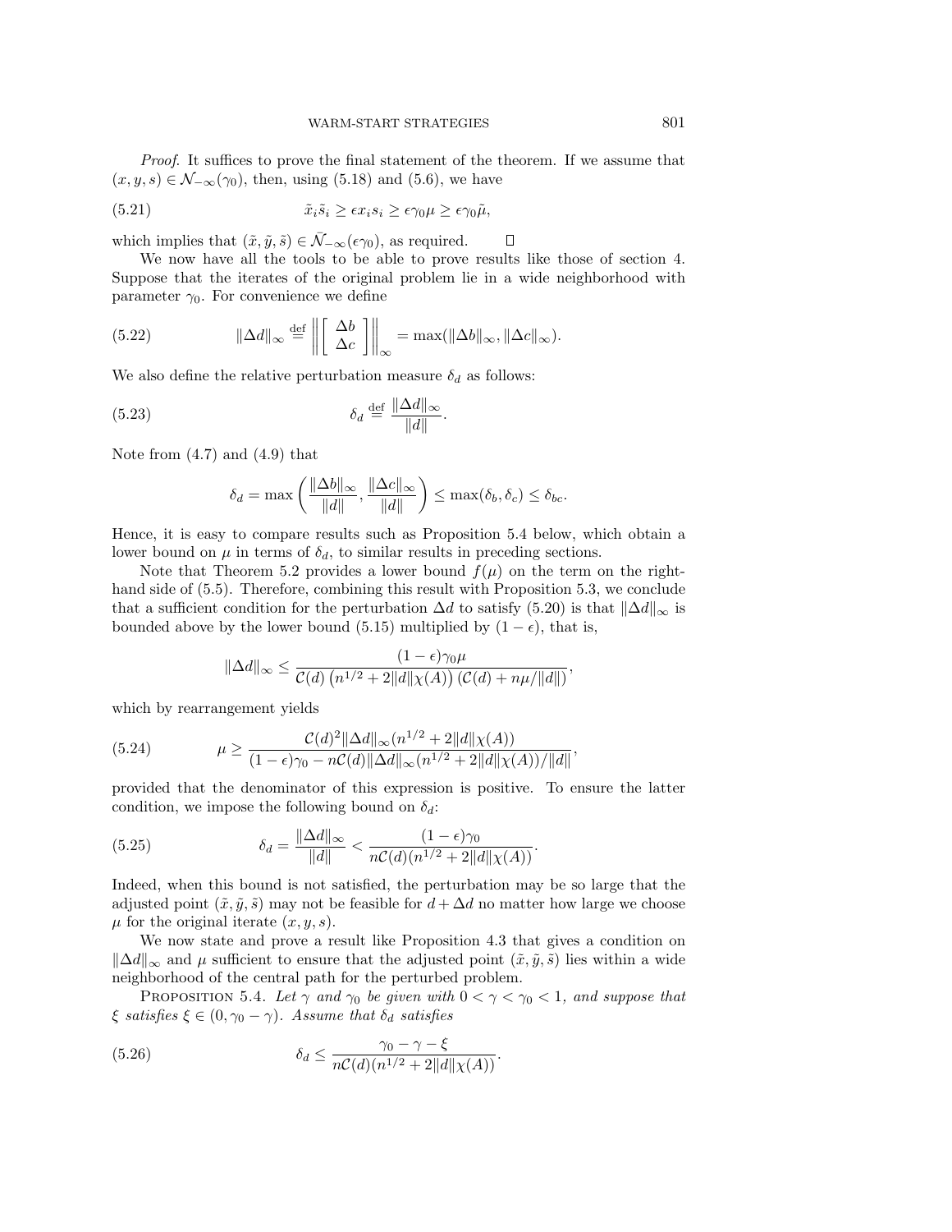*Proof*. It suffices to prove the final statement of the theorem. If we assume that $(x, y, s) \in \mathcal{N}_{-\infty}(\gamma_0)$, then, using (5.18) and (5.6), we have

$$\tilde{x}_i \tilde{s}_i \geq \epsilon x_i s_i \geq \epsilon \gamma_0 \mu \geq \epsilon \gamma_0 \tilde{\mu}, \tag{5.21}$$

which implies that $(\tilde{x}, \tilde{y}, \tilde{s}) \in \bar{\mathcal{N}}_{-\infty}(\epsilon\gamma_0)$, as required. □

We now have all the tools to be able to prove results like those of section 4. Suppose that the iterates of the original problem lie in a wide neighborhood with parameter $\gamma_0$. For convenience we define

$$\|\Delta d\|_\infty \stackrel{\text{def}}{=} \left\| \begin{bmatrix} \Delta b \\ \Delta c \end{bmatrix} \right\|_\infty = \max(\|\Delta b\|_\infty, \|\Delta c\|_\infty). \tag{5.22}$$

We also define the relative perturbation measure $\delta_d$ as follows:

$$\delta_d \stackrel{\text{def}}{=} \frac{\|\Delta d\|_\infty}{\|d\|}. \tag{5.23}$$

Note from (4.7) and (4.9) that

$$\delta_d = \max\left( \frac{\|\Delta b\|_\infty}{\|d\|}, \frac{\|\Delta c\|_\infty}{\|d\|} \right) \leq \max(\delta_b, \delta_c) \leq \delta_{bc}.$$

Hence, it is easy to compare results such as Proposition 5.4 below, which obtain a lower bound on $\mu$ in terms of $\delta_d$, to similar results in preceding sections.

Note that Theorem 5.2 provides a lower bound $f(\mu)$ on the term on the right-hand side of (5.5). Therefore, combining this result with Proposition 5.3, we conclude that a sufficient condition for the perturbation $\Delta d$ to satisfy (5.20) is that $\|\Delta d\|_\infty$ is bounded above by the lower bound (5.15) multiplied by $(1-\epsilon)$, that is,

$$\|\Delta d\|_\infty \leq \frac{(1-\epsilon)\gamma_0 \mu}{\mathcal{C}(d)\left(n^{1/2} + 2\|d\|\chi(A)\right)\left(\mathcal{C}(d) + n\mu/\|d\|\right)},$$

which by rearrangement yields

$$\mu \geq \frac{\mathcal{C}(d)^2 \|\Delta d\|_\infty (n^{1/2} + 2\|d\|\chi(A))}{(1-\epsilon)\gamma_0 - n\mathcal{C}(d)\|\Delta d\|_\infty (n^{1/2} + 2\|d\|\chi(A))/\|d\|}, \tag{5.24}$$

provided that the denominator of this expression is positive. To ensure the latter condition, we impose the following bound on $\delta_d$:

$$\delta_d = \frac{\|\Delta d\|_\infty}{\|d\|} < \frac{(1-\epsilon)\gamma_0}{n\mathcal{C}(d)(n^{1/2} + 2\|d\|\chi(A))}. \tag{5.25}$$

Indeed, when this bound is not satisfied, the perturbation may be so large that the adjusted point $(\tilde{x}, \tilde{y}, \tilde{s})$ may not be feasible for $d + \Delta d$ no matter how large we choose $\mu$ for the original iterate $(x, y, s)$.

We now state and prove a result like Proposition 4.3 that gives a condition on $\|\Delta d\|_\infty$ and $\mu$ sufficient to ensure that the adjusted point $(\tilde{x}, \tilde{y}, \tilde{s})$ lies within a wide neighborhood of the central path for the perturbed problem.

**Proposition 5.4.** *Let $\gamma$ and $\gamma_0$ be given with $0 < \gamma < \gamma_0 < 1$, and suppose that $\xi$ satisfies $\xi \in (0, \gamma_0 - \gamma)$. Assume that $\delta_d$ satisfies*

$$\delta_d \leq \frac{\gamma_0 - \gamma - \xi}{n\mathcal{C}(d)(n^{1/2} + 2\|d\|\chi(A))}. \tag{5.26}$$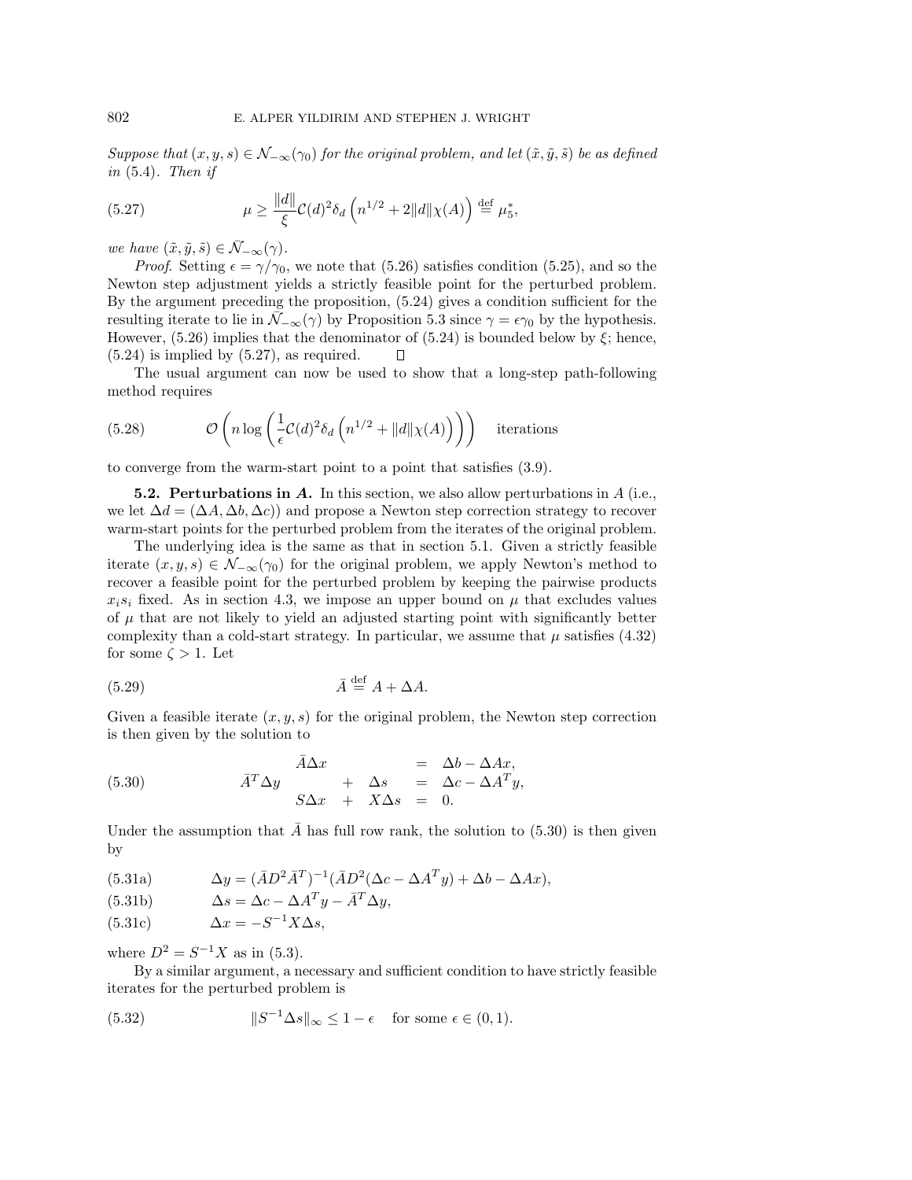*Suppose that $(x, y, s) \in \mathcal{N}_{-\infty}(\gamma_0)$ for the original problem, and let $(\tilde{x}, \tilde{y}, \tilde{s})$ be as defined in* (5.4). *Then if*

$$\mu \geq \frac{\|d\|}{\xi} \mathcal{C}(d)^2 \delta_d \left( n^{1/2} + 2\|d\|\chi(A) \right) \stackrel{\text{def}}{=} \mu_5^*, \tag{5.27}$$

*we have* $(\tilde{x}, \tilde{y}, \tilde{s}) \in \tilde{\mathcal{N}}_{-\infty}(\gamma)$.

*Proof.* Setting $\epsilon = \gamma/\gamma_0$, we note that (5.26) satisfies condition (5.25), and so the Newton step adjustment yields a strictly feasible point for the perturbed problem. By the argument preceding the proposition, (5.24) gives a condition sufficient for the resulting iterate to lie in $\tilde{\mathcal{N}}_{-\infty}(\gamma)$ by Proposition 5.3 since $\gamma = \epsilon\gamma_0$ by the hypothesis. However, (5.26) implies that the denominator of (5.24) is bounded below by $\xi$; hence, (5.24) is implied by (5.27), as required. $\square$

The usual argument can now be used to show that a long-step path-following method requires

$$\mathcal{O}\left( n \log \left( \frac{1}{\epsilon} \mathcal{C}(d)^2 \delta_d \left( n^{1/2} + \|d\|\chi(A) \right) \right) \right) \quad \text{iterations} \tag{5.28}$$

to converge from the warm-start point to a point that satisfies (3.9).

**5.2. Perturbations in *A*.** In this section, we also allow perturbations in $A$ (i.e., we let $\Delta d = (\Delta A, \Delta b, \Delta c)$) and propose a Newton step correction strategy to recover warm-start points for the perturbed problem from the iterates of the original problem.

The underlying idea is the same as that in section 5.1. Given a strictly feasible iterate $(x, y, s) \in \mathcal{N}_{-\infty}(\gamma_0)$ for the original problem, we apply Newton's method to recover a feasible point for the perturbed problem by keeping the pairwise products $x_i s_i$ fixed. As in section 4.3, we impose an upper bound on $\mu$ that excludes values of $\mu$ that are not likely to yield an adjusted starting point with significantly better complexity than a cold-start strategy. In particular, we assume that $\mu$ satisfies (4.32) for some $\zeta > 1$. Let

$$\bar{A} \stackrel{\text{def}}{=} A + \Delta A. \tag{5.29}$$

Given a feasible iterate $(x, y, s)$ for the original problem, the Newton step correction is then given by the solution to

$$\begin{array}{rcrcrcl} & & \bar{A}\Delta x & & & = & \Delta b - \Delta A x, \\ \bar{A}^T \Delta y & & & + & \Delta s & = & \Delta c - \Delta A^T y, \\ & & S\Delta x & + & X\Delta s & = & 0. \end{array} \tag{5.30}$$

Under the assumption that $\bar{A}$ has full row rank, the solution to (5.30) is then given by

$$\Delta y = (\bar{A}D^2\bar{A}^T)^{-1}(\bar{A}D^2(\Delta c - \Delta A^T y) + \Delta b - \Delta A x), \tag{5.31a}$$

$$\Delta s = \Delta c - \Delta A^T y - \bar{A}^T \Delta y, \tag{5.31b}$$

$$\Delta x = -S^{-1} X \Delta s, \tag{5.31c}$$

where $D^2 = S^{-1}X$ as in (5.3).

By a similar argument, a necessary and sufficient condition to have strictly feasible iterates for the perturbed problem is

$$\|S^{-1}\Delta s\|_\infty \leq 1 - \epsilon \quad \text{for some } \epsilon \in (0, 1). \tag{5.32}$$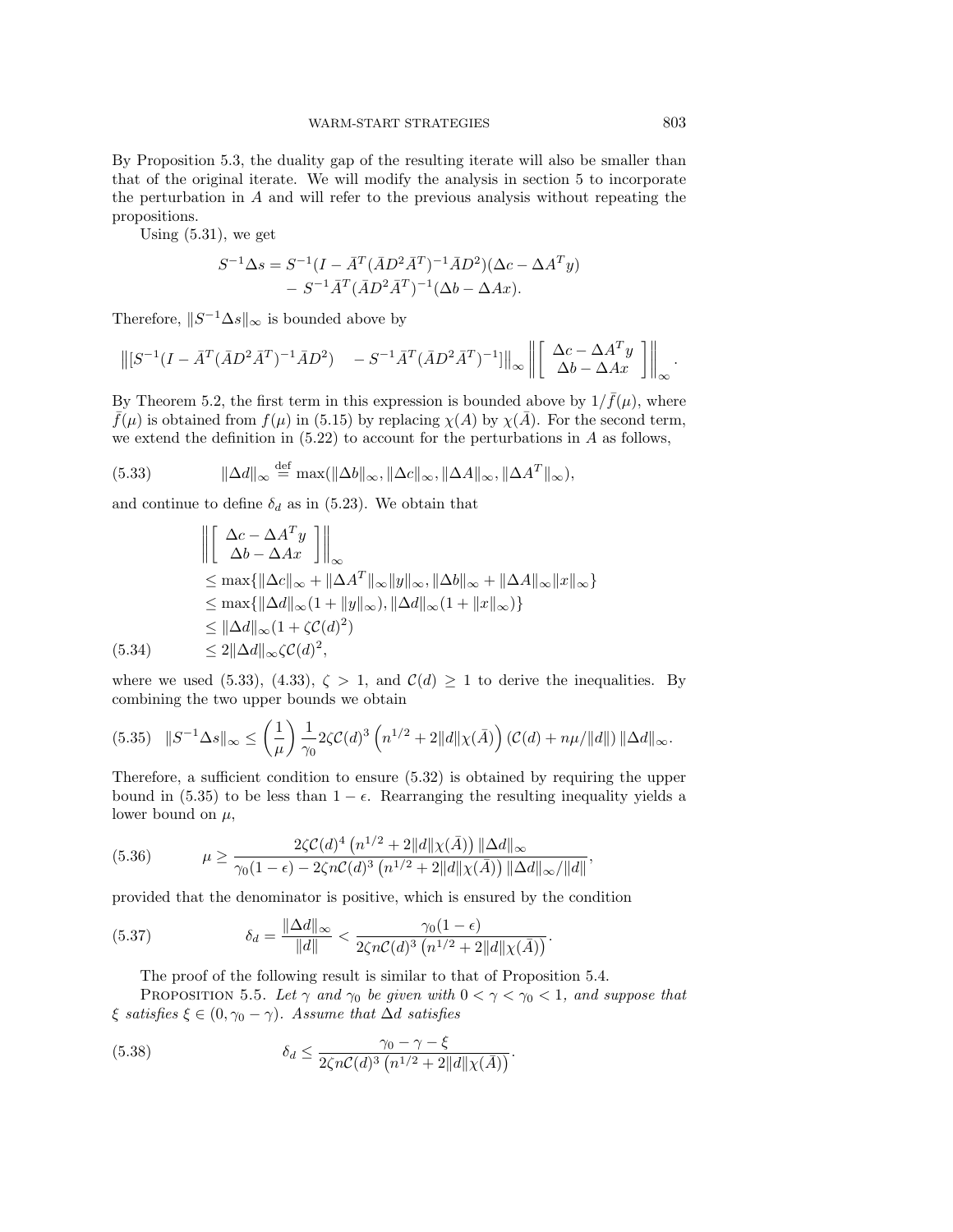By Proposition 5.3, the duality gap of the resulting iterate will also be smaller than that of the original iterate. We will modify the analysis in section 5 to incorporate the perturbation in $A$ and will refer to the previous analysis without repeating the propositions.

Using (5.31), we get

$$
\begin{aligned}
S^{-1}\Delta s = \; & S^{-1}(I - \bar{A}^T(\bar{A}D^2\bar{A}^T)^{-1}\bar{A}D^2)(\Delta c - \Delta A^T y) \\
& - S^{-1}\bar{A}^T(\bar{A}D^2\bar{A}^T)^{-1}(\Delta b - \Delta A x).
\end{aligned}
$$

Therefore, $\|S^{-1}\Delta s\|_\infty$ is bounded above by

$$
\left\| [S^{-1}(I - \bar{A}^T(\bar{A}D^2\bar{A}^T)^{-1}\bar{A}D^2) \quad - S^{-1}\bar{A}^T(\bar{A}D^2\bar{A}^T)^{-1}] \right\|_\infty \left\| \begin{bmatrix} \Delta c - \Delta A^T y \\ \Delta b - \Delta A x \end{bmatrix} \right\|_\infty .
$$

By Theorem 5.2, the first term in this expression is bounded above by $1/\bar{f}(\mu)$, where $\bar{f}(\mu)$ is obtained from $f(\mu)$ in (5.15) by replacing $\chi(A)$ by $\chi(\bar{A})$. For the second term, we extend the definition in (5.22) to account for the perturbations in $A$ as follows,

$$
\|\Delta d\|_\infty \stackrel{\text{def}}{=} \max(\|\Delta b\|_\infty, \|\Delta c\|_\infty, \|\Delta A\|_\infty, \|\Delta A^T\|_\infty), \tag{5.33}
$$

and continue to define $\delta_d$ as in (5.23). We obtain that

$$
\begin{aligned}
& \left\| \begin{bmatrix} \Delta c - \Delta A^T y \\ \Delta b - \Delta A x \end{bmatrix} \right\|_\infty \\
& \leq \max\{\|\Delta c\|_\infty + \|\Delta A^T\|_\infty \|y\|_\infty, \|\Delta b\|_\infty + \|\Delta A\|_\infty \|x\|_\infty\} \\
& \leq \max\{\|\Delta d\|_\infty (1 + \|y\|_\infty), \|\Delta d\|_\infty (1 + \|x\|_\infty)\} \\
& \leq \|\Delta d\|_\infty (1 + \zeta \mathcal{C}(d)^2) \\
& \leq 2\|\Delta d\|_\infty \zeta \mathcal{C}(d)^2,
\end{aligned} \tag{5.34}
$$

where we used (5.33), (4.33), $\zeta > 1$, and $\mathcal{C}(d) \geq 1$ to derive the inequalities. By combining the two upper bounds we obtain

$$
\|S^{-1}\Delta s\|_\infty \leq \left(\frac{1}{\mu}\right) \frac{1}{\gamma_0} 2\zeta \mathcal{C}(d)^3 \left(n^{1/2} + 2\|d\|\chi(\bar{A})\right) (\mathcal{C}(d) + n\mu/\|d\|) \|\Delta d\|_\infty. \tag{5.35}
$$

Therefore, a sufficient condition to ensure (5.32) is obtained by requiring the upper bound in (5.35) to be less than $1 - \epsilon$. Rearranging the resulting inequality yields a lower bound on $\mu$,

$$
\mu \geq \frac{2\zeta \mathcal{C}(d)^4 \left(n^{1/2} + 2\|d\|\chi(\bar{A})\right) \|\Delta d\|_\infty}{\gamma_0(1-\epsilon) - 2\zeta n \mathcal{C}(d)^3 \left(n^{1/2} + 2\|d\|\chi(\bar{A})\right) \|\Delta d\|_\infty/\|d\|}, \tag{5.36}
$$

provided that the denominator is positive, which is ensured by the condition

$$
\delta_d = \frac{\|\Delta d\|_\infty}{\|d\|} < \frac{\gamma_0(1-\epsilon)}{2\zeta n \mathcal{C}(d)^3 \left(n^{1/2} + 2\|d\|\chi(\bar{A})\right)}. \tag{5.37}
$$

The proof of the following result is similar to that of Proposition 5.4.

Proposition 5.5. *Let $\gamma$ and $\gamma_0$ be given with $0 < \gamma < \gamma_0 < 1$, and suppose that $\xi$ satisfies $\xi \in (0, \gamma_0 - \gamma)$. Assume that $\Delta d$ satisfies*

$$
\delta_d \leq \frac{\gamma_0 - \gamma - \xi}{2\zeta n \mathcal{C}(d)^3 \left(n^{1/2} + 2\|d\|\chi(\bar{A})\right)}. \tag{5.38}
$$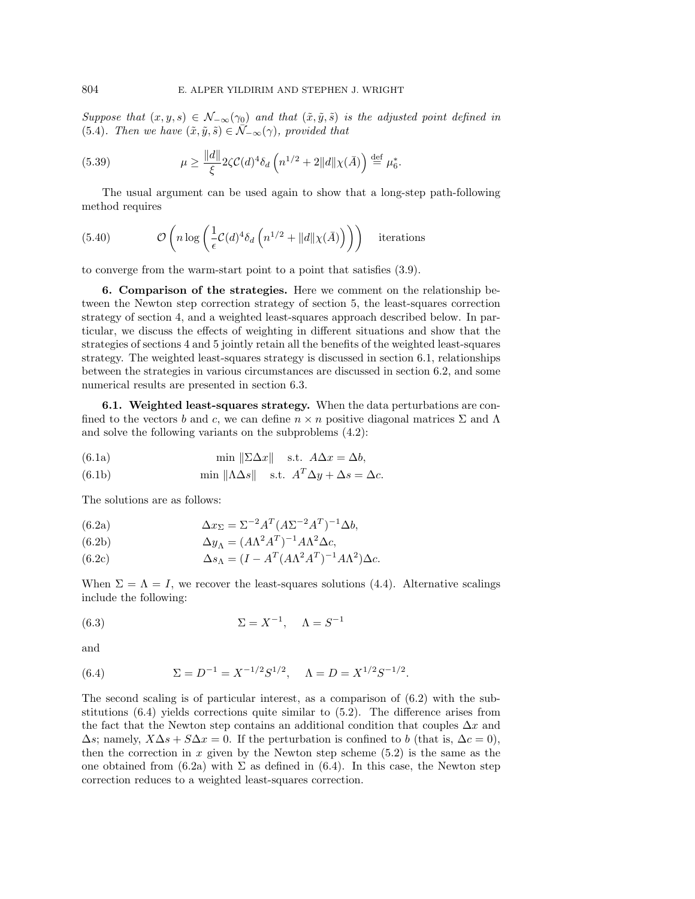*Suppose that $(x, y, s) \in \mathcal{N}_{-\infty}(\gamma_0)$ and that $(\tilde{x}, \tilde{y}, \tilde{s})$ is the adjusted point defined in (5.4). Then we have $(\tilde{x}, \tilde{y}, \tilde{s}) \in \mathcal{N}_{-\infty}(\gamma)$, provided that*

$$\mu \geq \frac{\|d\|}{\xi} 2\zeta \mathcal{C}(d)^4 \delta_d \left( n^{1/2} + 2\|d\|\chi(\bar{A}) \right) \overset{\text{def}}{=} \mu_6^*. \tag{5.39}$$

The usual argument can be used again to show that a long-step path-following method requires

$$\mathcal{O}\left( n \log \left( \frac{1}{\epsilon} \mathcal{C}(d)^4 \delta_d \left( n^{1/2} + \|d\|\chi(\bar{A}) \right) \right) \right) \quad \text{iterations} \tag{5.40}$$

to converge from the warm-start point to a point that satisfies (3.9).

**6. Comparison of the strategies.** Here we comment on the relationship between the Newton step correction strategy of section 5, the least-squares correction strategy of section 4, and a weighted least-squares approach described below. In particular, we discuss the effects of weighting in different situations and show that the strategies of sections 4 and 5 jointly retain all the benefits of the weighted least-squares strategy. The weighted least-squares strategy is discussed in section 6.1, relationships between the strategies in various circumstances are discussed in section 6.2, and some numerical results are presented in section 6.3.

**6.1. Weighted least-squares strategy.** When the data perturbations are confined to the vectors $b$ and $c$, we can define $n \times n$ positive diagonal matrices $\Sigma$ and $\Lambda$ and solve the following variants on the subproblems (4.2):

$$\min \|\Sigma \Delta x\| \quad \text{s.t.} \;\; A\Delta x = \Delta b, \tag{6.1a}$$

$$\min \|\Lambda \Delta s\| \quad \text{s.t.} \;\; A^T \Delta y + \Delta s = \Delta c. \tag{6.1b}$$

The solutions are as follows:

$$\Delta x_\Sigma = \Sigma^{-2} A^T (A \Sigma^{-2} A^T)^{-1} \Delta b, \tag{6.2a}$$

$$\Delta y_\Lambda = (A \Lambda^2 A^T)^{-1} A \Lambda^2 \Delta c, \tag{6.2b}$$

$$\Delta s_\Lambda = (I - A^T (A \Lambda^2 A^T)^{-1} A \Lambda^2) \Delta c. \tag{6.2c}$$

When $\Sigma = \Lambda = I$, we recover the least-squares solutions (4.4). Alternative scalings include the following:

$$\Sigma = X^{-1}, \quad \Lambda = S^{-1} \tag{6.3}$$

and

$$\Sigma = D^{-1} = X^{-1/2} S^{1/2}, \quad \Lambda = D = X^{1/2} S^{-1/2}. \tag{6.4}$$

The second scaling is of particular interest, as a comparison of (6.2) with the substitutions (6.4) yields corrections quite similar to (5.2). The difference arises from the fact that the Newton step contains an additional condition that couples $\Delta x$ and $\Delta s$; namely, $X\Delta s + S\Delta x = 0$. If the perturbation is confined to $b$ (that is, $\Delta c = 0$), then the correction in $x$ given by the Newton step scheme (5.2) is the same as the one obtained from (6.2a) with $\Sigma$ as defined in (6.4). In this case, the Newton step correction reduces to a weighted least-squares correction.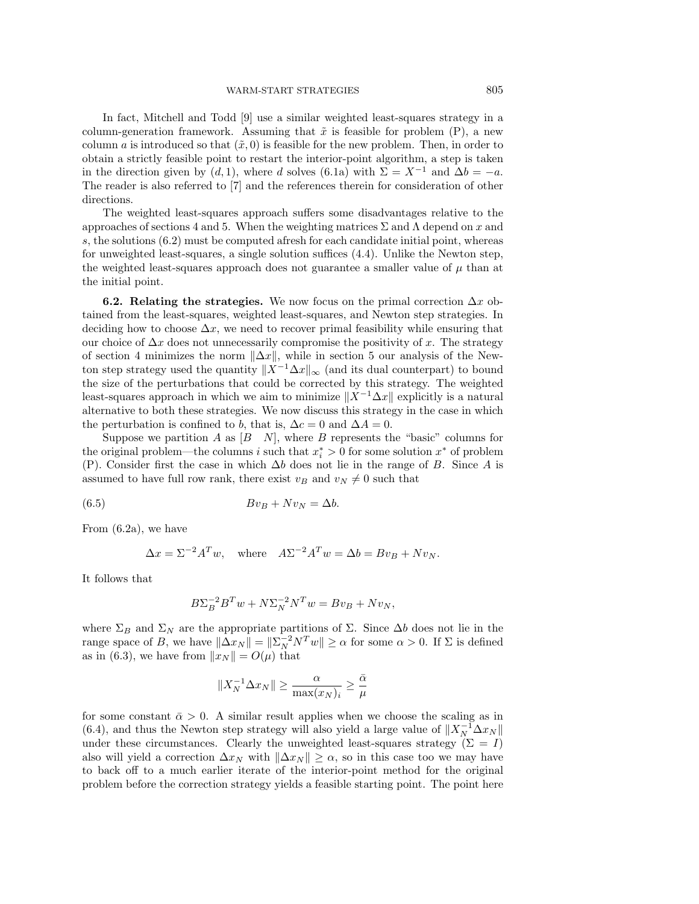In fact, Mitchell and Todd [9] use a similar weighted least-squares strategy in a column-generation framework. Assuming that $\tilde{x}$ is feasible for problem (P), a new column $a$ is introduced so that $(\tilde{x}, 0)$ is feasible for the new problem. Then, in order to obtain a strictly feasible point to restart the interior-point algorithm, a step is taken in the direction given by $(d, 1)$, where $d$ solves (6.1a) with $\Sigma = X^{-1}$ and $\Delta b = -a$. The reader is also referred to [7] and the references therein for consideration of other directions.

The weighted least-squares approach suffers some disadvantages relative to the approaches of sections 4 and 5. When the weighting matrices $\Sigma$ and $\Lambda$ depend on $x$ and $s$, the solutions (6.2) must be computed afresh for each candidate initial point, whereas for unweighted least-squares, a single solution suffices (4.4). Unlike the Newton step, the weighted least-squares approach does not guarantee a smaller value of $\mu$ than at the initial point.

**6.2. Relating the strategies.** We now focus on the primal correction $\Delta x$ obtained from the least-squares, weighted least-squares, and Newton step strategies. In deciding how to choose $\Delta x$, we need to recover primal feasibility while ensuring that our choice of $\Delta x$ does not unnecessarily compromise the positivity of $x$. The strategy of section 4 minimizes the norm $\|\Delta x\|$, while in section 5 our analysis of the Newton step strategy used the quantity $\|X^{-1}\Delta x\|_\infty$ (and its dual counterpart) to bound the size of the perturbations that could be corrected by this strategy. The weighted least-squares approach in which we aim to minimize $\|X^{-1}\Delta x\|$ explicitly is a natural alternative to both these strategies. We now discuss this strategy in the case in which the perturbation is confined to $b$, that is, $\Delta c = 0$ and $\Delta A = 0$.

Suppose we partition $A$ as $[B \quad N]$, where $B$ represents the "basic" columns for the original problem—the columns $i$ such that $x_i^* > 0$ for some solution $x^*$ of problem (P). Consider first the case in which $\Delta b$ does not lie in the range of $B$. Since $A$ is assumed to have full row rank, there exist $v_B$ and $v_N \neq 0$ such that

$$Bv_B + Nv_N = \Delta b. \tag{6.5}$$

From (6.2a), we have

$$\Delta x = \Sigma^{-2}A^T w, \quad \text{where} \quad A\Sigma^{-2}A^T w = \Delta b = Bv_B + Nv_N.$$

It follows that

$$B\Sigma_B^{-2}B^T w + N\Sigma_N^{-2}N^T w = Bv_B + Nv_N,$$

where $\Sigma_B$ and $\Sigma_N$ are the appropriate partitions of $\Sigma$. Since $\Delta b$ does not lie in the range space of $B$, we have $\|\Delta x_N\| = \|\Sigma_N^{-2}N^T w\| \geq \alpha$ for some $\alpha > 0$. If $\Sigma$ is defined as in (6.3), we have from $\|x_N\| = O(\mu)$ that

$$\|X_N^{-1}\Delta x_N\| \geq \frac{\alpha}{\max(x_N)_i} \geq \frac{\bar{\alpha}}{\mu}$$

for some constant $\bar{\alpha} > 0$. A similar result applies when we choose the scaling as in (6.4), and thus the Newton step strategy will also yield a large value of $\|X_N^{-1}\Delta x_N\|$ under these circumstances. Clearly the unweighted least-squares strategy ($\Sigma = I$) also will yield a correction $\Delta x_N$ with $\|\Delta x_N\| \geq \alpha$, so in this case too we may have to back off to a much earlier iterate of the interior-point method for the original problem before the correction strategy yields a feasible starting point. The point here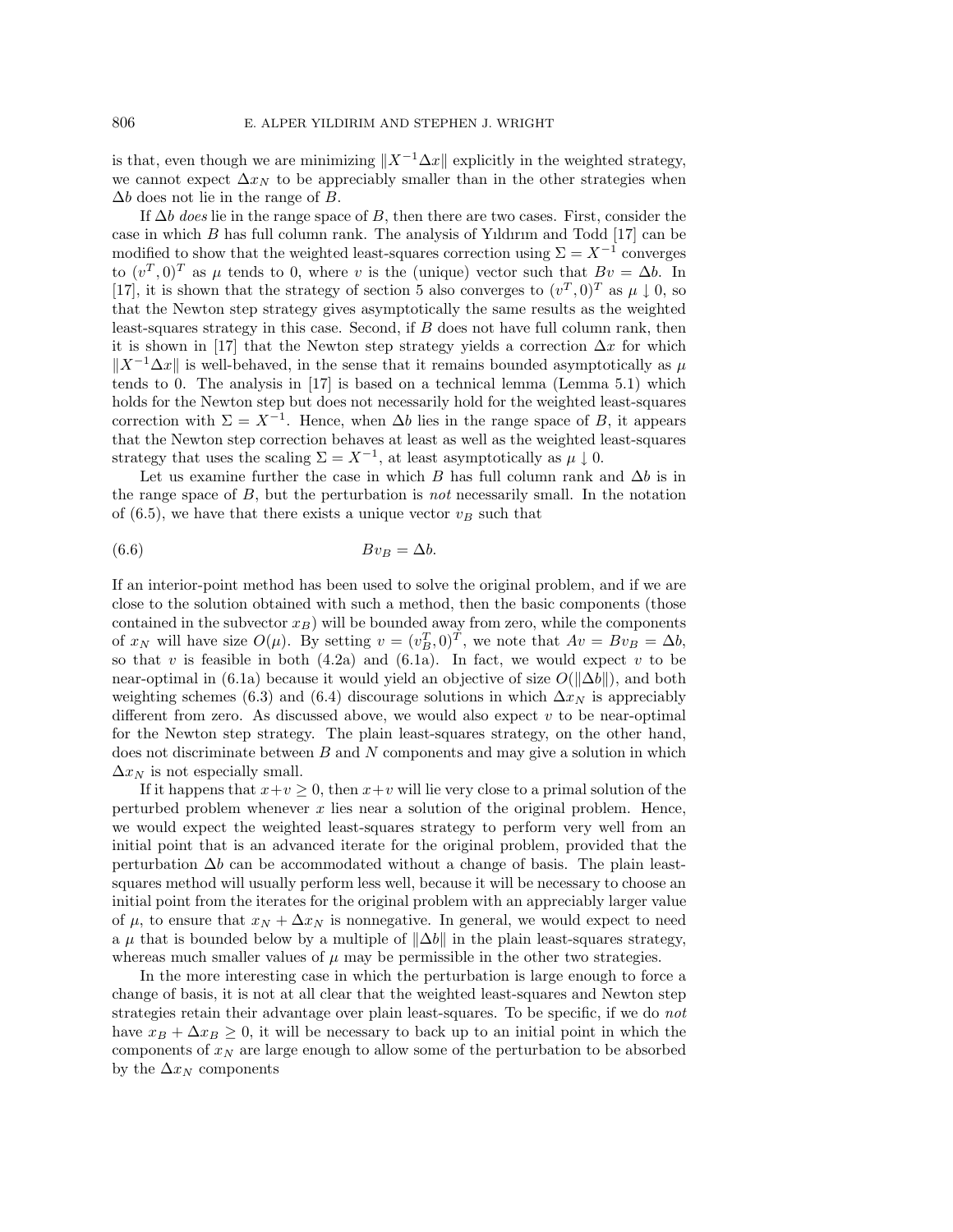is that, even though we are minimizing $\|X^{-1}\Delta x\|$ explicitly in the weighted strategy, we cannot expect $\Delta x_N$ to be appreciably smaller than in the other strategies when $\Delta b$ does not lie in the range of $B$.

If $\Delta b$ *does* lie in the range space of $B$, then there are two cases. First, consider the case in which $B$ has full column rank. The analysis of Yıldırım and Todd [17] can be modified to show that the weighted least-squares correction using $\Sigma = X^{-1}$ converges to $(v^T, 0)^T$ as $\mu$ tends to 0, where $v$ is the (unique) vector such that $Bv = \Delta b$. In [17], it is shown that the strategy of section 5 also converges to $(v^T, 0)^T$ as $\mu \downarrow 0$, so that the Newton step strategy gives asymptotically the same results as the weighted least-squares strategy in this case. Second, if $B$ does not have full column rank, then it is shown in [17] that the Newton step strategy yields a correction $\Delta x$ for which $\|X^{-1}\Delta x\|$ is well-behaved, in the sense that it remains bounded asymptotically as $\mu$ tends to 0. The analysis in [17] is based on a technical lemma (Lemma 5.1) which holds for the Newton step but does not necessarily hold for the weighted least-squares correction with $\Sigma = X^{-1}$. Hence, when $\Delta b$ lies in the range space of $B$, it appears that the Newton step correction behaves at least as well as the weighted least-squares strategy that uses the scaling $\Sigma = X^{-1}$, at least asymptotically as $\mu \downarrow 0$.

Let us examine further the case in which $B$ has full column rank and $\Delta b$ is in the range space of $B$, but the perturbation is *not* necessarily small. In the notation of (6.5), we have that there exists a unique vector $v_B$ such that

$$Bv_B = \Delta b. \tag{6.6}$$

If an interior-point method has been used to solve the original problem, and if we are close to the solution obtained with such a method, then the basic components (those contained in the subvector $x_B$) will be bounded away from zero, while the components of $x_N$ will have size $O(\mu)$. By setting $v = (v_B^T, 0)^T$, we note that $Av = Bv_B = \Delta b$, so that $v$ is feasible in both (4.2a) and (6.1a). In fact, we would expect $v$ to be near-optimal in (6.1a) because it would yield an objective of size $O(\|\Delta b\|)$, and both weighting schemes (6.3) and (6.4) discourage solutions in which $\Delta x_N$ is appreciably different from zero. As discussed above, we would also expect $v$ to be near-optimal for the Newton step strategy. The plain least-squares strategy, on the other hand, does not discriminate between $B$ and $N$ components and may give a solution in which $\Delta x_N$ is not especially small.

If it happens that $x + v \geq 0$, then $x + v$ will lie very close to a primal solution of the perturbed problem whenever $x$ lies near a solution of the original problem. Hence, we would expect the weighted least-squares strategy to perform very well from an initial point that is an advanced iterate for the original problem, provided that the perturbation $\Delta b$ can be accommodated without a change of basis. The plain least-squares method will usually perform less well, because it will be necessary to choose an initial point from the iterates for the original problem with an appreciably larger value of $\mu$, to ensure that $x_N + \Delta x_N$ is nonnegative. In general, we would expect to need a $\mu$ that is bounded below by a multiple of $\|\Delta b\|$ in the plain least-squares strategy, whereas much smaller values of $\mu$ may be permissible in the other two strategies.

In the more interesting case in which the perturbation is large enough to force a change of basis, it is not at all clear that the weighted least-squares and Newton step strategies retain their advantage over plain least-squares. To be specific, if we do *not* have $x_B + \Delta x_B \geq 0$, it will be necessary to back up to an initial point in which the components of $x_N$ are large enough to allow some of the perturbation to be absorbed by the $\Delta x_N$ components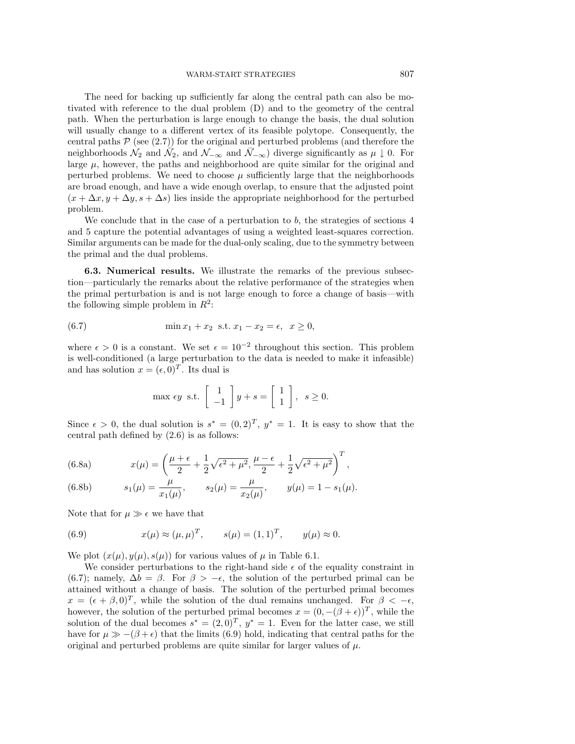The need for backing up sufficiently far along the central path can also be motivated with reference to the dual problem (D) and to the geometry of the central path. When the perturbation is large enough to change the basis, the dual solution will usually change to a different vertex of its feasible polytope. Consequently, the central paths $\mathcal{P}$ (see (2.7)) for the original and perturbed problems (and therefore the neighborhoods $\mathcal{N}_2$ and $\bar{\mathcal{N}}_2$, and $\mathcal{N}_{-\infty}$ and $\bar{\mathcal{N}}_{-\infty}$) diverge significantly as $\mu \downarrow 0$. For large $\mu$, however, the paths and neighborhood are quite similar for the original and perturbed problems. We need to choose $\mu$ sufficiently large that the neighborhoods are broad enough, and have a wide enough overlap, to ensure that the adjusted point $(x + \Delta x, y + \Delta y, s + \Delta s)$ lies inside the appropriate neighborhood for the perturbed problem.

We conclude that in the case of a perturbation to $b$, the strategies of sections 4 and 5 capture the potential advantages of using a weighted least-squares correction. Similar arguments can be made for the dual-only scaling, due to the symmetry between the primal and the dual problems.

**6.3. Numerical results.** We illustrate the remarks of the previous subsection—particularly the remarks about the relative performance of the strategies when the primal perturbation is and is not large enough to force a change of basis—with the following simple problem in $R^2$:

$$\min x_1 + x_2 \;\text{ s.t. } x_1 - x_2 = \epsilon, \;\; x \geq 0, \tag{6.7}$$

where $\epsilon > 0$ is a constant. We set $\epsilon = 10^{-2}$ throughout this section. This problem is well-conditioned (a large perturbation to the data is needed to make it infeasible) and has solution $x = (\epsilon, 0)^T$. Its dual is

$$\max \epsilon y \;\text{ s.t. } \begin{bmatrix} 1 \\ -1 \end{bmatrix} y + s = \begin{bmatrix} 1 \\ 1 \end{bmatrix}, \;\; s \geq 0.$$

Since $\epsilon > 0$, the dual solution is $s^* = (0, 2)^T$, $y^* = 1$. It is easy to show that the central path defined by (2.6) is as follows:

$$x(\mu) = \left( \frac{\mu + \epsilon}{2} + \frac{1}{2}\sqrt{\epsilon^2 + \mu^2}, \frac{\mu - \epsilon}{2} + \frac{1}{2}\sqrt{\epsilon^2 + \mu^2} \right)^T, \tag{6.8a}$$

$$s_1(\mu) = \frac{\mu}{x_1(\mu)}, \qquad s_2(\mu) = \frac{\mu}{x_2(\mu)}, \qquad y(\mu) = 1 - s_1(\mu). \tag{6.8b}$$

Note that for $\mu \gg \epsilon$ we have that

$$x(\mu) \approx (\mu, \mu)^T, \qquad s(\mu) = (1, 1)^T, \qquad y(\mu) \approx 0. \tag{6.9}$$

We plot $(x(\mu), y(\mu), s(\mu))$ for various values of $\mu$ in Table 6.1.

We consider perturbations to the right-hand side $\epsilon$ of the equality constraint in (6.7); namely, $\Delta b = \beta$. For $\beta > -\epsilon$, the solution of the perturbed primal can be attained without a change of basis. The solution of the perturbed primal becomes $x = (\epsilon + \beta, 0)^T$, while the solution of the dual remains unchanged. For $\beta < -\epsilon$, however, the solution of the perturbed primal becomes $x = (0, -(\beta + \epsilon))^T$, while the solution of the dual becomes $s^* = (2, 0)^T$, $y^* = 1$. Even for the latter case, we still have for $\mu \gg -(\beta + \epsilon)$ that the limits (6.9) hold, indicating that central paths for the original and perturbed problems are quite similar for larger values of $\mu$.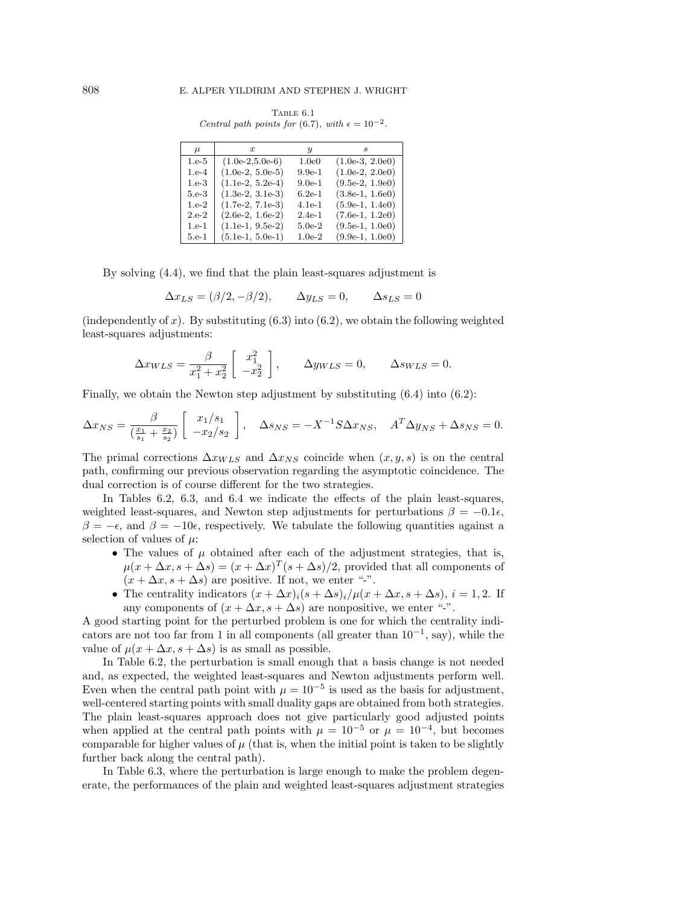TABLE 6.1
*Central path points for (6.7), with $\epsilon = 10^{-2}$.*

| $\mu$ | $x$ | $y$ | $s$ |
|---|---|---|---|
| 1.e-5 | (1.0e-2,5.0e-6) | 1.0e0 | (1.0e-3, 2.0e0) |
| 1.e-4 | (1.0e-2, 5.0e-5) | 9.9e-1 | (1.0e-2, 2.0e0) |
| 1.e-3 | (1.1e-2, 5.2e-4) | 9.0e-1 | (9.5e-2, 1.9e0) |
| 5.e-3 | (1.3e-2, 3.1e-3) | 6.2e-1 | (3.8e-1, 1.6e0) |
| 1.e-2 | (1.7e-2, 7.1e-3) | 4.1e-1 | (5.9e-1, 1.4e0) |
| 2.e-2 | (2.6e-2, 1.6e-2) | 2.4e-1 | (7.6e-1, 1.2e0) |
| 1.e-1 | (1.1e-1, 9.5e-2) | 5.0e-2 | (9.5e-1, 1.0e0) |
| 5.e-1 | (5.1e-1, 5.0e-1) | 1.0e-2 | (9.9e-1, 1.0e0) |

By solving (4.4), we find that the plain least-squares adjustment is

$$\Delta x_{LS} = (\beta/2, -\beta/2), \qquad \Delta y_{LS} = 0, \qquad \Delta s_{LS} = 0$$

(independently of $x$). By substituting (6.3) into (6.2), we obtain the following weighted least-squares adjustments:

$$\Delta x_{WLS} = \frac{\beta}{x_1^2 + x_2^2} \begin{bmatrix} x_1^2 \\ -x_2^2 \end{bmatrix}, \qquad \Delta y_{WLS} = 0, \qquad \Delta s_{WLS} = 0.$$

Finally, we obtain the Newton step adjustment by substituting (6.4) into (6.2):

$$\Delta x_{NS} = \frac{\beta}{(\frac{x_1}{s_1} + \frac{x_2}{s_2})} \begin{bmatrix} x_1/s_1 \\ -x_2/s_2 \end{bmatrix}, \quad \Delta s_{NS} = -X^{-1} S \Delta x_{NS}, \quad A^T \Delta y_{NS} + \Delta s_{NS} = 0.$$

The primal corrections $\Delta x_{WLS}$ and $\Delta x_{NS}$ coincide when $(x, y, s)$ is on the central path, confirming our previous observation regarding the asymptotic coincidence. The dual correction is of course different for the two strategies.

In Tables 6.2, 6.3, and 6.4 we indicate the effects of the plain least-squares, weighted least-squares, and Newton step adjustments for perturbations $\beta = -0.1\epsilon$, $\beta = -\epsilon$, and $\beta = -10\epsilon$, respectively. We tabulate the following quantities against a selection of values of $\mu$:

- The values of $\mu$ obtained after each of the adjustment strategies, that is, $\mu(x + \Delta x, s + \Delta s) = (x + \Delta x)^T (s + \Delta s)/2$, provided that all components of $(x + \Delta x, s + \Delta s)$ are positive. If not, we enter "-".
- The centrality indicators $(x + \Delta x)_i (s + \Delta s)_i / \mu(x + \Delta x, s + \Delta s)$, $i = 1, 2$. If any components of $(x + \Delta x, s + \Delta s)$ are nonpositive, we enter "-".

A good starting point for the perturbed problem is one for which the centrality indicators are not too far from 1 in all components (all greater than $10^{-1}$, say), while the value of $\mu(x + \Delta x, s + \Delta s)$ is as small as possible.

In Table 6.2, the perturbation is small enough that a basis change is not needed and, as expected, the weighted least-squares and Newton adjustments perform well. Even when the central path point with $\mu = 10^{-5}$ is used as the basis for adjustment, well-centered starting points with small duality gaps are obtained from both strategies. The plain least-squares approach does not give particularly good adjusted points when applied at the central path points with $\mu = 10^{-5}$ or $\mu = 10^{-4}$, but becomes comparable for higher values of $\mu$ (that is, when the initial point is taken to be slightly further back along the central path).

In Table 6.3, where the perturbation is large enough to make the problem degenerate, the performances of the plain and weighted least-squares adjustment strategies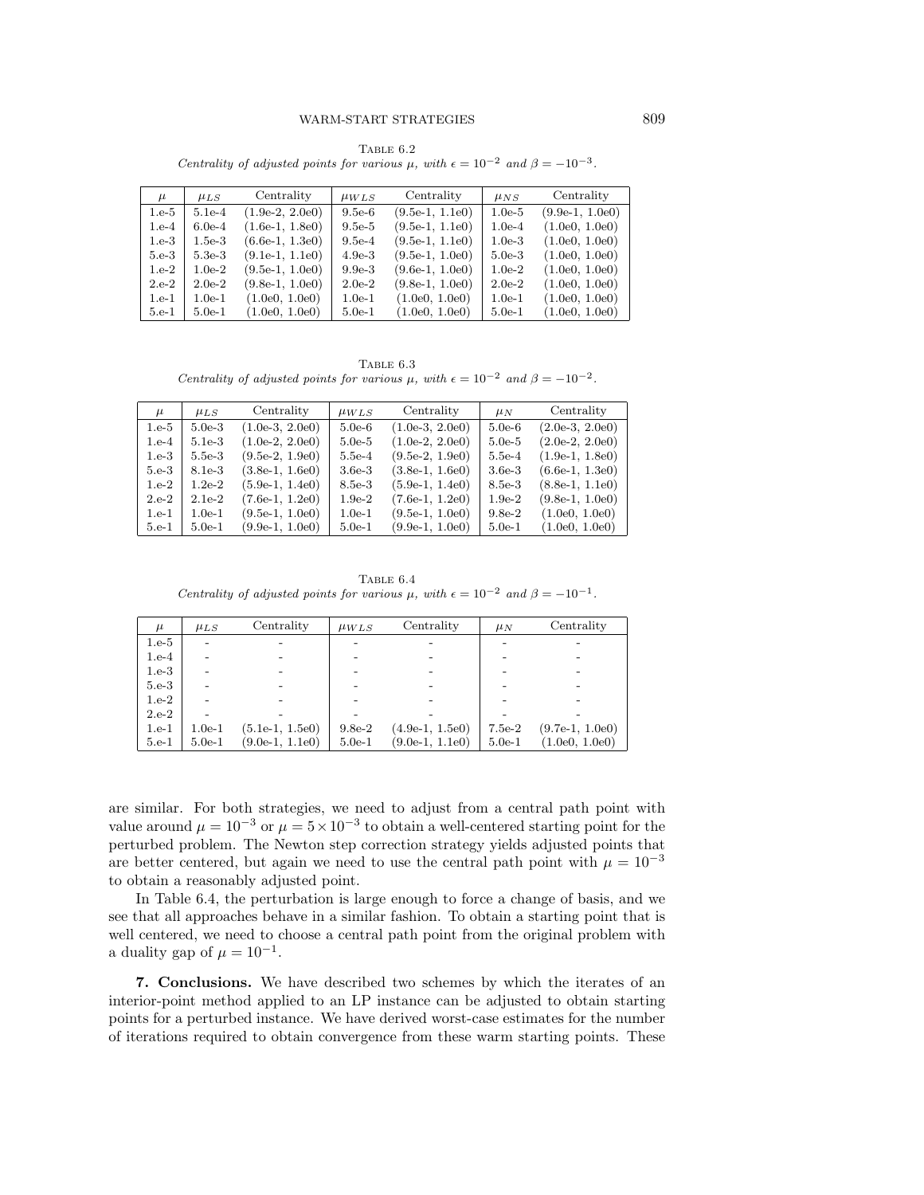Table 6.2
*Centrality of adjusted points for various $\mu$, with $\epsilon = 10^{-2}$ and $\beta = -10^{-3}$.*

| $\mu$ | $\mu_{LS}$ | Centrality | $\mu_{WLS}$ | Centrality | $\mu_{NS}$ | Centrality |
|---|---|---|---|---|---|---|
| 1.e-5 | 5.1e-4 | (1.9e-2, 2.0e0) | 9.5e-6 | (9.5e-1, 1.1e0) | 1.0e-5 | (9.9e-1, 1.0e0) |
| 1.e-4 | 6.0e-4 | (1.6e-1, 1.8e0) | 9.5e-5 | (9.5e-1, 1.1e0) | 1.0e-4 | (1.0e0, 1.0e0) |
| 1.e-3 | 1.5e-3 | (6.6e-1, 1.3e0) | 9.5e-4 | (9.5e-1, 1.1e0) | 1.0e-3 | (1.0e0, 1.0e0) |
| 5.e-3 | 5.3e-3 | (9.1e-1, 1.1e0) | 4.9e-3 | (9.5e-1, 1.0e0) | 5.0e-3 | (1.0e0, 1.0e0) |
| 1.e-2 | 1.0e-2 | (9.5e-1, 1.0e0) | 9.9e-3 | (9.6e-1, 1.0e0) | 1.0e-2 | (1.0e0, 1.0e0) |
| 2.e-2 | 2.0e-2 | (9.8e-1, 1.0e0) | 2.0e-2 | (9.8e-1, 1.0e0) | 2.0e-2 | (1.0e0, 1.0e0) |
| 1.e-1 | 1.0e-1 | (1.0e0, 1.0e0) | 1.0e-1 | (1.0e0, 1.0e0) | 1.0e-1 | (1.0e0, 1.0e0) |
| 5.e-1 | 5.0e-1 | (1.0e0, 1.0e0) | 5.0e-1 | (1.0e0, 1.0e0) | 5.0e-1 | (1.0e0, 1.0e0) |

Table 6.3
*Centrality of adjusted points for various $\mu$, with $\epsilon = 10^{-2}$ and $\beta = -10^{-2}$.*

| $\mu$ | $\mu_{LS}$ | Centrality | $\mu_{WLS}$ | Centrality | $\mu_{N}$ | Centrality |
|---|---|---|---|---|---|---|
| 1.e-5 | 5.0e-3 | (1.0e-3, 2.0e0) | 5.0e-6 | (1.0e-3, 2.0e0) | 5.0e-6 | (2.0e-3, 2.0e0) |
| 1.e-4 | 5.1e-3 | (1.0e-2, 2.0e0) | 5.0e-5 | (1.0e-2, 2.0e0) | 5.0e-5 | (2.0e-2, 2.0e0) |
| 1.e-3 | 5.5e-3 | (9.5e-2, 1.9e0) | 5.5e-4 | (9.5e-2, 1.9e0) | 5.5e-4 | (1.9e-1, 1.8e0) |
| 5.e-3 | 8.1e-3 | (3.8e-1, 1.6e0) | 3.6e-3 | (3.8e-1, 1.6e0) | 3.6e-3 | (6.6e-1, 1.3e0) |
| 1.e-2 | 1.2e-2 | (5.9e-1, 1.4e0) | 8.5e-3 | (5.9e-1, 1.4e0) | 8.5e-3 | (8.8e-1, 1.1e0) |
| 2.e-2 | 2.1e-2 | (7.6e-1, 1.2e0) | 1.9e-2 | (7.6e-1, 1.2e0) | 1.9e-2 | (9.8e-1, 1.0e0) |
| 1.e-1 | 1.0e-1 | (9.5e-1, 1.0e0) | 1.0e-1 | (9.5e-1, 1.0e0) | 9.8e-2 | (1.0e0, 1.0e0) |
| 5.e-1 | 5.0e-1 | (9.9e-1, 1.0e0) | 5.0e-1 | (9.9e-1, 1.0e0) | 5.0e-1 | (1.0e0, 1.0e0) |

Table 6.4
*Centrality of adjusted points for various $\mu$, with $\epsilon = 10^{-2}$ and $\beta = -10^{-1}$.*

| $\mu$ | $\mu_{LS}$ | Centrality | $\mu_{WLS}$ | Centrality | $\mu_{N}$ | Centrality |
|---|---|---|---|---|---|---|
| 1.e-5 | - | - | - | - | - | - |
| 1.e-4 | - | - | - | - | - | - |
| 1.e-3 | - | - | - | - | - | - |
| 5.e-3 | - | - | - | - | - | - |
| 1.e-2 | - | - | - | - | - | - |
| 2.e-2 | - | - | - | - | - | - |
| 1.e-1 | 1.0e-1 | (5.1e-1, 1.5e0) | 9.8e-2 | (4.9e-1, 1.5e0) | 7.5e-2 | (9.7e-1, 1.0e0) |
| 5.e-1 | 5.0e-1 | (9.0e-1, 1.1e0) | 5.0e-1 | (9.0e-1, 1.1e0) | 5.0e-1 | (1.0e0, 1.0e0) |

are similar. For both strategies, we need to adjust from a central path point with value around $\mu = 10^{-3}$ or $\mu = 5 \times 10^{-3}$ to obtain a well-centered starting point for the perturbed problem. The Newton step correction strategy yields adjusted points that are better centered, but again we need to use the central path point with $\mu = 10^{-3}$ to obtain a reasonably adjusted point.

In Table 6.4, the perturbation is large enough to force a change of basis, and we see that all approaches behave in a similar fashion. To obtain a starting point that is well centered, we need to choose a central path point from the original problem with a duality gap of $\mu = 10^{-1}$.

**7. Conclusions.** We have described two schemes by which the iterates of an interior-point method applied to an LP instance can be adjusted to obtain starting points for a perturbed instance. We have derived worst-case estimates for the number of iterations required to obtain convergence from these warm starting points. These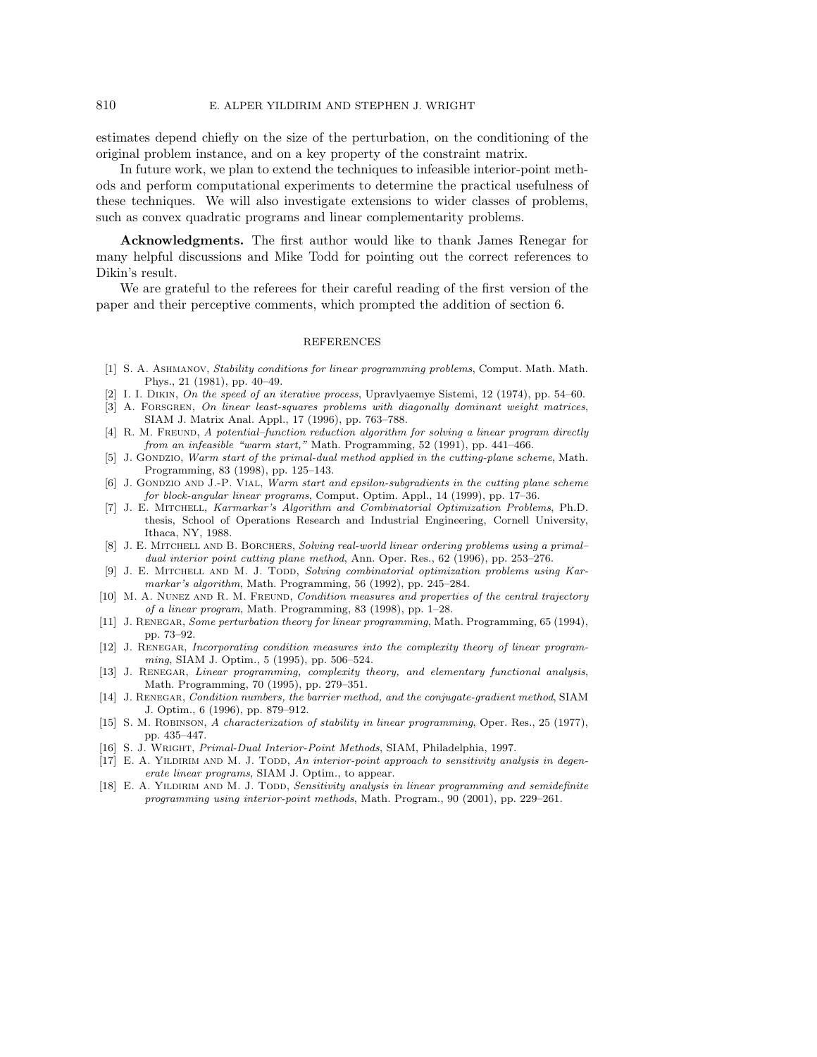estimates depend chiefly on the size of the perturbation, on the conditioning of the original problem instance, and on a key property of the constraint matrix.

In future work, we plan to extend the techniques to infeasible interior-point methods and perform computational experiments to determine the practical usefulness of these techniques. We will also investigate extensions to wider classes of problems, such as convex quadratic programs and linear complementarity problems.

**Acknowledgments.** The first author would like to thank James Renegar for many helpful discussions and Mike Todd for pointing out the correct references to Dikin's result.

We are grateful to the referees for their careful reading of the first version of the paper and their perceptive comments, which prompted the addition of section 6.

## REFERENCES

[1] S. A. Ashmanov, *Stability conditions for linear programming problems*, Comput. Math. Math. Phys., 21 (1981), pp. 40–49.

[2] I. I. Dikin, *On the speed of an iterative process*, Upravlyaemye Sistemi, 12 (1974), pp. 54–60.

[3] A. Forsgren, *On linear least-squares problems with diagonally dominant weight matrices*, SIAM J. Matrix Anal. Appl., 17 (1996), pp. 763–788.

[4] R. M. Freund, *A potential–function reduction algorithm for solving a linear program directly from an infeasible "warm start,"* Math. Programming, 52 (1991), pp. 441–466.

[5] J. Gondzio, *Warm start of the primal-dual method applied in the cutting-plane scheme*, Math. Programming, 83 (1998), pp. 125–143.

[6] J. Gondzio and J.-P. Vial, *Warm start and epsilon-subgradients in the cutting plane scheme for block-angular linear programs*, Comput. Optim. Appl., 14 (1999), pp. 17–36.

[7] J. E. Mitchell, *Karmarkar's Algorithm and Combinatorial Optimization Problems*, Ph.D. thesis, School of Operations Research and Industrial Engineering, Cornell University, Ithaca, NY, 1988.

[8] J. E. Mitchell and B. Borchers, *Solving real-world linear ordering problems using a primal–dual interior point cutting plane method*, Ann. Oper. Res., 62 (1996), pp. 253–276.

[9] J. E. Mitchell and M. J. Todd, *Solving combinatorial optimization problems using Karmarkar's algorithm*, Math. Programming, 56 (1992), pp. 245–284.

[10] M. A. Nunez and R. M. Freund, *Condition measures and properties of the central trajectory of a linear program*, Math. Programming, 83 (1998), pp. 1–28.

[11] J. Renegar, *Some perturbation theory for linear programming*, Math. Programming, 65 (1994), pp. 73–92.

[12] J. Renegar, *Incorporating condition measures into the complexity theory of linear programming*, SIAM J. Optim., 5 (1995), pp. 506–524.

[13] J. Renegar, *Linear programming, complexity theory, and elementary functional analysis*, Math. Programming, 70 (1995), pp. 279–351.

[14] J. Renegar, *Condition numbers, the barrier method, and the conjugate-gradient method*, SIAM J. Optim., 6 (1996), pp. 879–912.

[15] S. M. Robinson, *A characterization of stability in linear programming*, Oper. Res., 25 (1977), pp. 435–447.

[16] S. J. Wright, *Primal-Dual Interior-Point Methods*, SIAM, Philadelphia, 1997.

[17] E. A. Yildirim and M. J. Todd, *An interior-point approach to sensitivity analysis in degenerate linear programs*, SIAM J. Optim., to appear.

[18] E. A. Yildirim and M. J. Todd, *Sensitivity analysis in linear programming and semidefinite programming using interior-point methods*, Math. Program., 90 (2001), pp. 229–261.